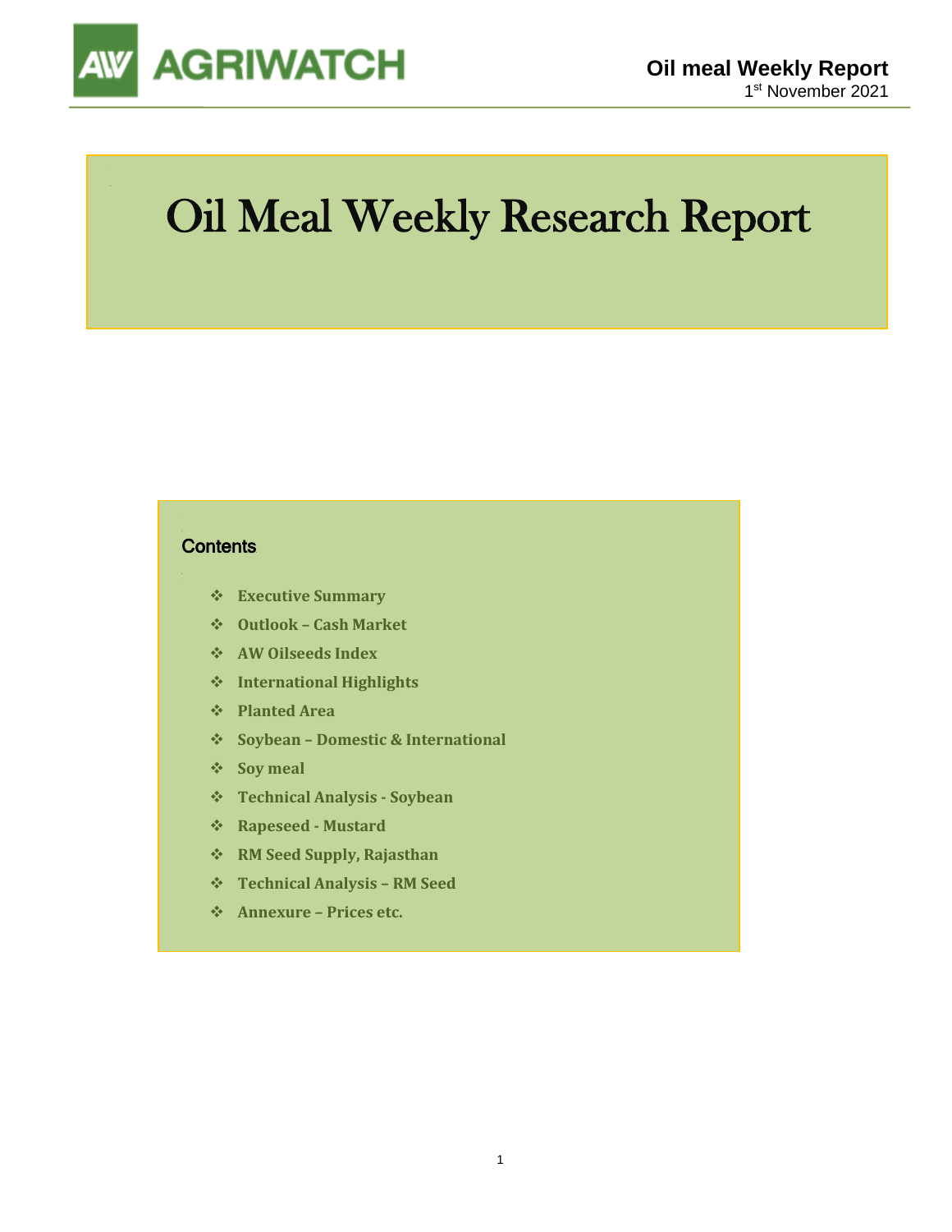AGRIWATCH

**Oil meal Weekly Report**

1st November 2021

# Oil Meal Weekly Research Report

## Contents

- Executive Summary
- Outlook – Cash Market
- AW Oilseeds Index
- International Highlights
- Planted Area
- Soybean – Domestic & International
- Soy meal
- Technical Analysis - Soybean
- Rapeseed - Mustard
- RM Seed Supply, Rajasthan
- Technical Analysis – RM Seed
- Annexure – Prices etc.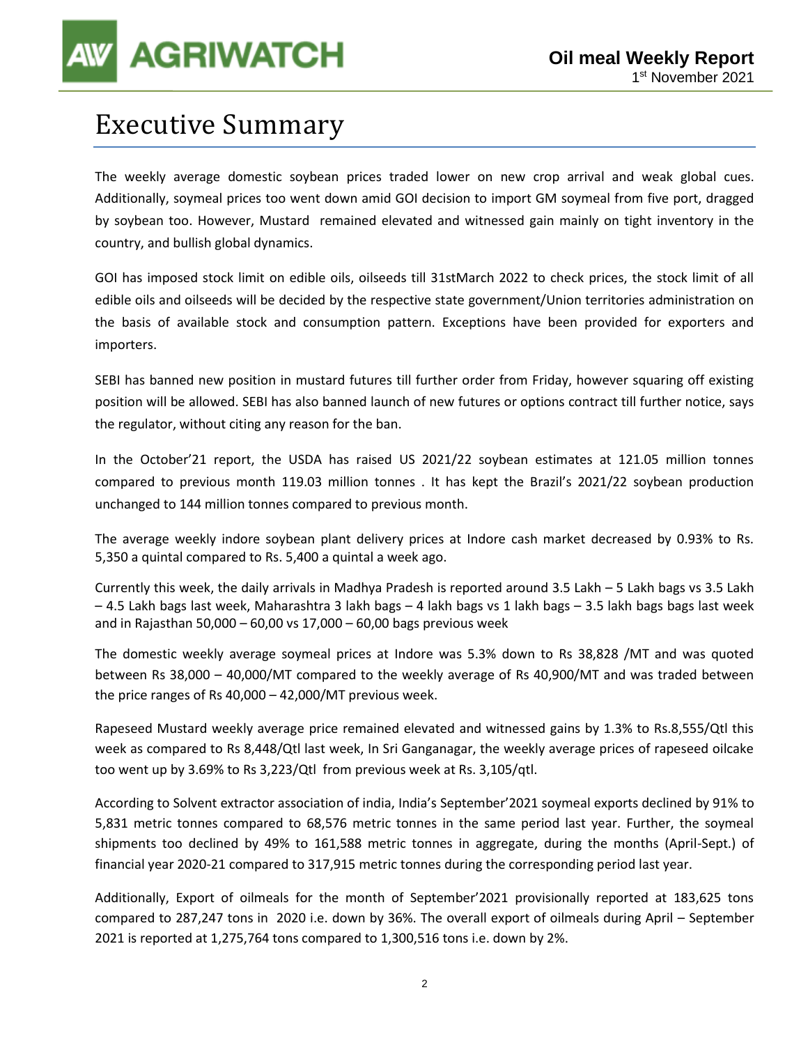# Executive Summary

The weekly average domestic soybean prices traded lower on new crop arrival and weak global cues. Additionally, soymeal prices too went down amid GOI decision to import GM soymeal from five port, dragged by soybean too. However, Mustard remained elevated and witnessed gain mainly on tight inventory in the country, and bullish global dynamics.

GOI has imposed stock limit on edible oils, oilseeds till 31stMarch 2022 to check prices, the stock limit of all edible oils and oilseeds will be decided by the respective state government/Union territories administration on the basis of available stock and consumption pattern. Exceptions have been provided for exporters and importers.

SEBI has banned new position in mustard futures till further order from Friday, however squaring off existing position will be allowed. SEBI has also banned launch of new futures or options contract till further notice, says the regulator, without citing any reason for the ban.

In the October'21 report, the USDA has raised US 2021/22 soybean estimates at 121.05 million tonnes compared to previous month 119.03 million tonnes . It has kept the Brazil's 2021/22 soybean production unchanged to 144 million tonnes compared to previous month.

The average weekly indore soybean plant delivery prices at Indore cash market decreased by 0.93% to Rs. 5,350 a quintal compared to Rs. 5,400 a quintal a week ago.

Currently this week, the daily arrivals in Madhya Pradesh is reported around 3.5 Lakh – 5 Lakh bags vs 3.5 Lakh – 4.5 Lakh bags last week, Maharashtra 3 lakh bags – 4 lakh bags vs 1 lakh bags – 3.5 lakh bags bags last week and in Rajasthan 50,000 – 60,00 vs 17,000 – 60,00 bags previous week

The domestic weekly average soymeal prices at Indore was 5.3% down to Rs 38,828 /MT and was quoted between Rs 38,000 – 40,000/MT compared to the weekly average of Rs 40,900/MT and was traded between the price ranges of Rs 40,000 – 42,000/MT previous week.

Rapeseed Mustard weekly average price remained elevated and witnessed gains by 1.3% to Rs.8,555/Qtl this week as compared to Rs 8,448/Qtl last week, In Sri Ganganagar, the weekly average prices of rapeseed oilcake too went up by 3.69% to Rs 3,223/Qtl from previous week at Rs. 3,105/qtl.

According to Solvent extractor association of india, India's September'2021 soymeal exports declined by 91% to 5,831 metric tonnes compared to 68,576 metric tonnes in the same period last year. Further, the soymeal shipments too declined by 49% to 161,588 metric tonnes in aggregate, during the months (April-Sept.) of financial year 2020-21 compared to 317,915 metric tonnes during the corresponding period last year.

Additionally, Export of oilmeals for the month of September'2021 provisionally reported at 183,625 tons compared to 287,247 tons in 2020 i.e. down by 36%. The overall export of oilmeals during April – September 2021 is reported at 1,275,764 tons compared to 1,300,516 tons i.e. down by 2%.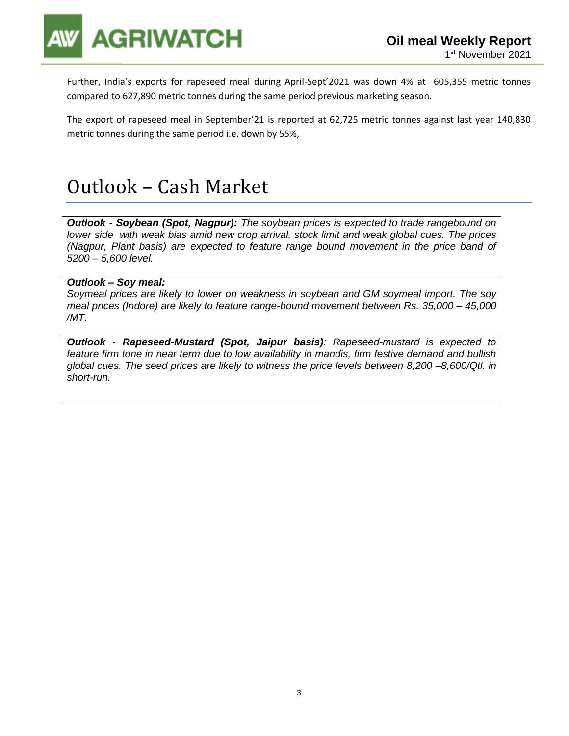Further, India's exports for rapeseed meal during April-Sept'2021 was down 4% at 605,355 metric tonnes compared to 627,890 metric tonnes during the same period previous marketing season.

The export of rapeseed meal in September'21 is reported at 62,725 metric tonnes against last year 140,830 metric tonnes during the same period i.e. down by 55%,

# Outlook – Cash Market

***Outlook - Soybean (Spot, Nagpur):*** *The soybean prices is expected to trade rangebound on lower side with weak bias amid new crop arrival, stock limit and weak global cues. The prices (Nagpur, Plant basis) are expected to feature range bound movement in the price band of 5200 – 5,600 level.*

***Outlook – Soy meal:***
*Soymeal prices are likely to lower on weakness in soybean and GM soymeal import. The soy meal prices (Indore) are likely to feature range-bound movement between Rs. 35,000 – 45,000 /MT.*

***Outlook - Rapeseed-Mustard (Spot, Jaipur basis)****: Rapeseed-mustard is expected to feature firm tone in near term due to low availability in mandis, firm festive demand and bullish global cues. The seed prices are likely to witness the price levels between 8,200 –8,600/Qtl. in short-run.*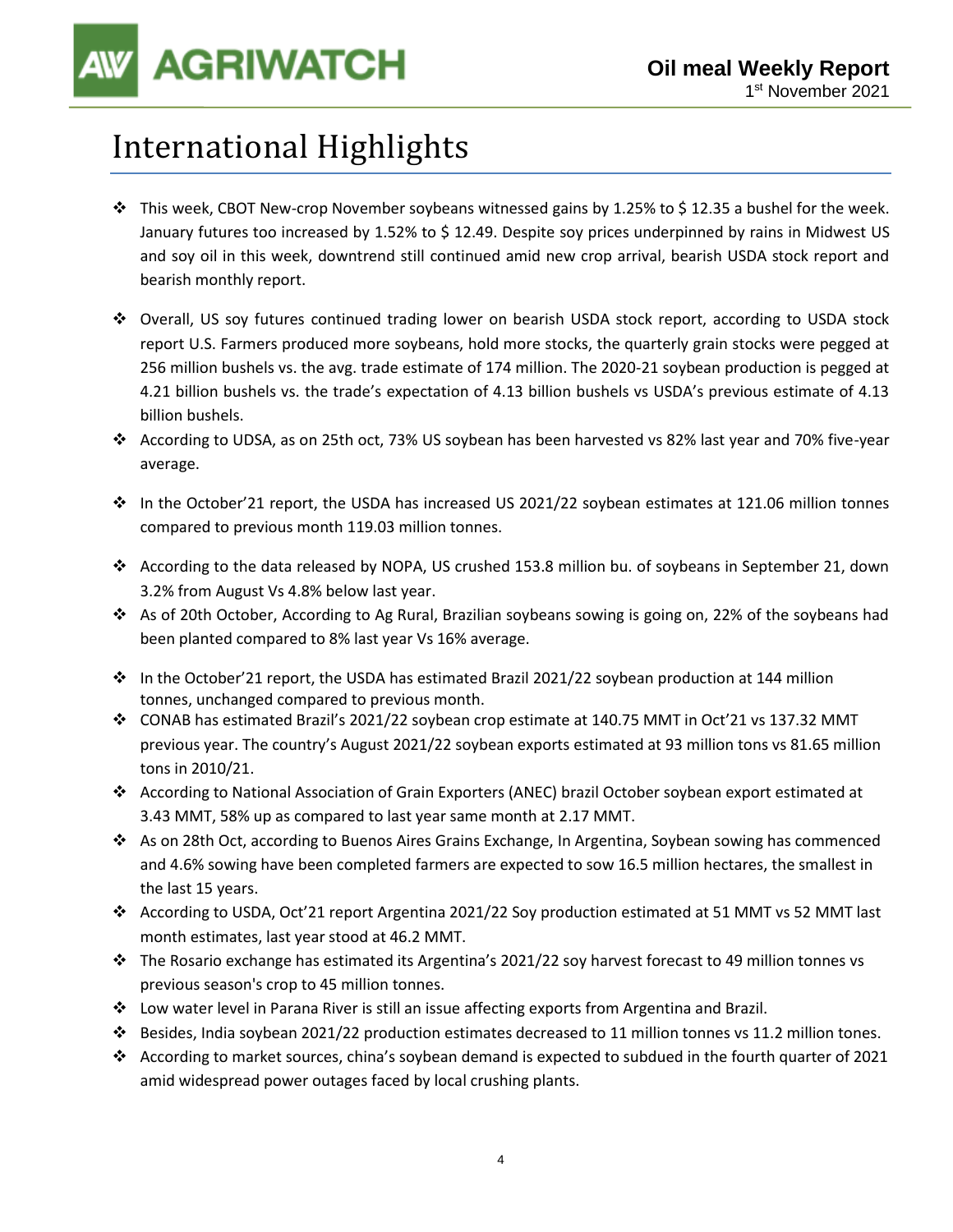# International Highlights

- This week, CBOT New-crop November soybeans witnessed gains by 1.25% to $ 12.35 a bushel for the week. January futures too increased by 1.52% to $ 12.49. Despite soy prices underpinned by rains in Midwest US and soy oil in this week, downtrend still continued amid new crop arrival, bearish USDA stock report and bearish monthly report.
- Overall, US soy futures continued trading lower on bearish USDA stock report, according to USDA stock report U.S. Farmers produced more soybeans, hold more stocks, the quarterly grain stocks were pegged at 256 million bushels vs. the avg. trade estimate of 174 million. The 2020-21 soybean production is pegged at 4.21 billion bushels vs. the trade's expectation of 4.13 billion bushels vs USDA's previous estimate of 4.13 billion bushels.
- According to UDSA, as on 25th oct, 73% US soybean has been harvested vs 82% last year and 70% five-year average.
- In the October'21 report, the USDA has increased US 2021/22 soybean estimates at 121.06 million tonnes compared to previous month 119.03 million tonnes.
- According to the data released by NOPA, US crushed 153.8 million bu. of soybeans in September 21, down 3.2% from August Vs 4.8% below last year.
- As of 20th October, According to Ag Rural, Brazilian soybeans sowing is going on, 22% of the soybeans had been planted compared to 8% last year Vs 16% average.
- In the October'21 report, the USDA has estimated Brazil 2021/22 soybean production at 144 million tonnes, unchanged compared to previous month.
- CONAB has estimated Brazil's 2021/22 soybean crop estimate at 140.75 MMT in Oct'21 vs 137.32 MMT previous year. The country's August 2021/22 soybean exports estimated at 93 million tons vs 81.65 million tons in 2010/21.
- According to National Association of Grain Exporters (ANEC) brazil October soybean export estimated at 3.43 MMT, 58% up as compared to last year same month at 2.17 MMT.
- As on 28th Oct, according to Buenos Aires Grains Exchange, In Argentina, Soybean sowing has commenced and 4.6% sowing have been completed farmers are expected to sow 16.5 million hectares, the smallest in the last 15 years.
- According to USDA, Oct'21 report Argentina 2021/22 Soy production estimated at 51 MMT vs 52 MMT last month estimates, last year stood at 46.2 MMT.
- The Rosario exchange has estimated its Argentina's 2021/22 soy harvest forecast to 49 million tonnes vs previous season's crop to 45 million tonnes.
- Low water level in Parana River is still an issue affecting exports from Argentina and Brazil.
- Besides, India soybean 2021/22 production estimates decreased to 11 million tonnes vs 11.2 million tones.
- According to market sources, china's soybean demand is expected to subdued in the fourth quarter of 2021 amid widespread power outages faced by local crushing plants.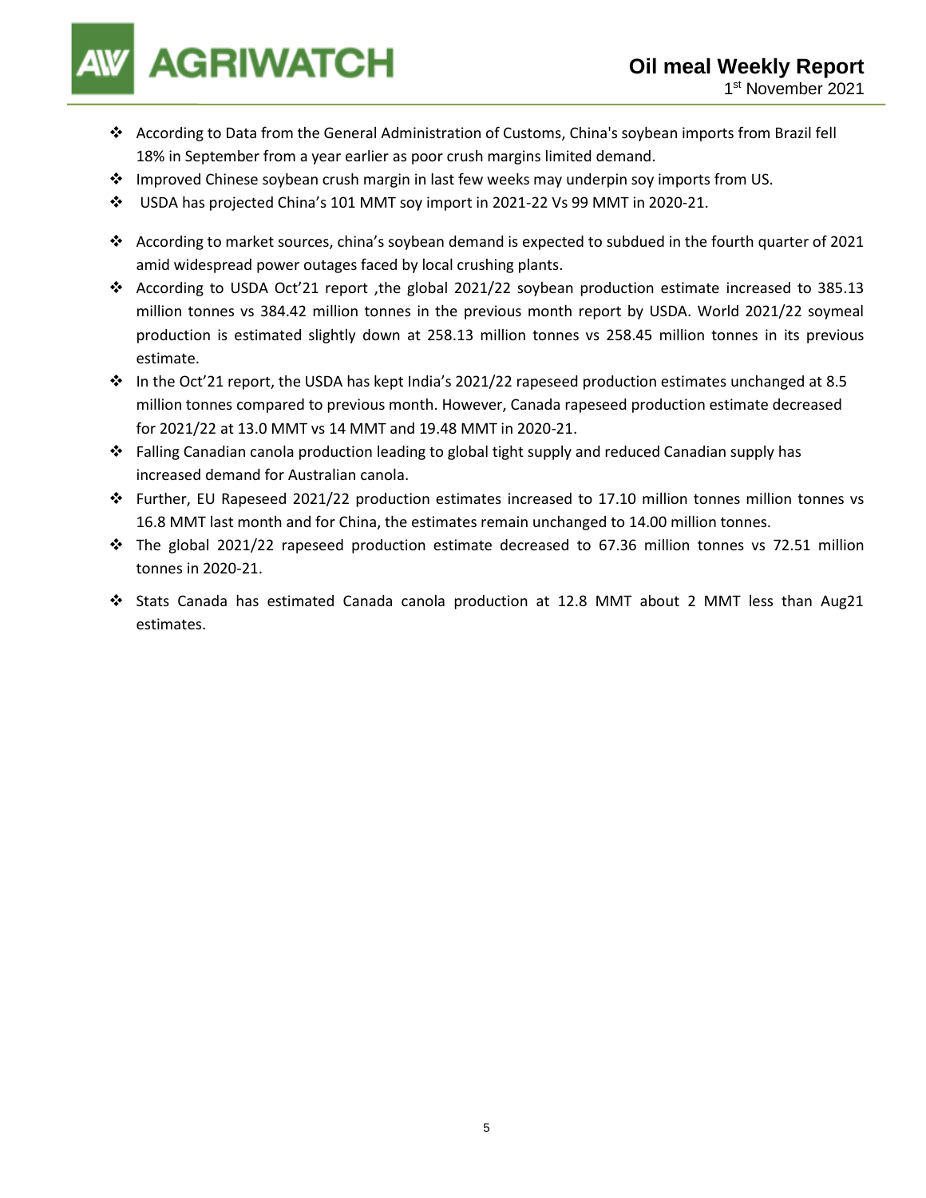- According to Data from the General Administration of Customs, China's soybean imports from Brazil fell 18% in September from a year earlier as poor crush margins limited demand.
- Improved Chinese soybean crush margin in last few weeks may underpin soy imports from US.
- USDA has projected China's 101 MMT soy import in 2021-22 Vs 99 MMT in 2020-21.
- According to market sources, china's soybean demand is expected to subdued in the fourth quarter of 2021 amid widespread power outages faced by local crushing plants.
- According to USDA Oct'21 report ,the global 2021/22 soybean production estimate increased to 385.13 million tonnes vs 384.42 million tonnes in the previous month report by USDA. World 2021/22 soymeal production is estimated slightly down at 258.13 million tonnes vs 258.45 million tonnes in its previous estimate.
- In the Oct'21 report, the USDA has kept India's 2021/22 rapeseed production estimates unchanged at 8.5 million tonnes compared to previous month. However, Canada rapeseed production estimate decreased for 2021/22 at 13.0 MMT vs 14 MMT and 19.48 MMT in 2020-21.
- Falling Canadian canola production leading to global tight supply and reduced Canadian supply has increased demand for Australian canola.
- Further, EU Rapeseed 2021/22 production estimates increased to 17.10 million tonnes million tonnes vs 16.8 MMT last month and for China, the estimates remain unchanged to 14.00 million tonnes.
- The global 2021/22 rapeseed production estimate decreased to 67.36 million tonnes vs 72.51 million tonnes in 2020-21.
- Stats Canada has estimated Canada canola production at 12.8 MMT about 2 MMT less than Aug21 estimates.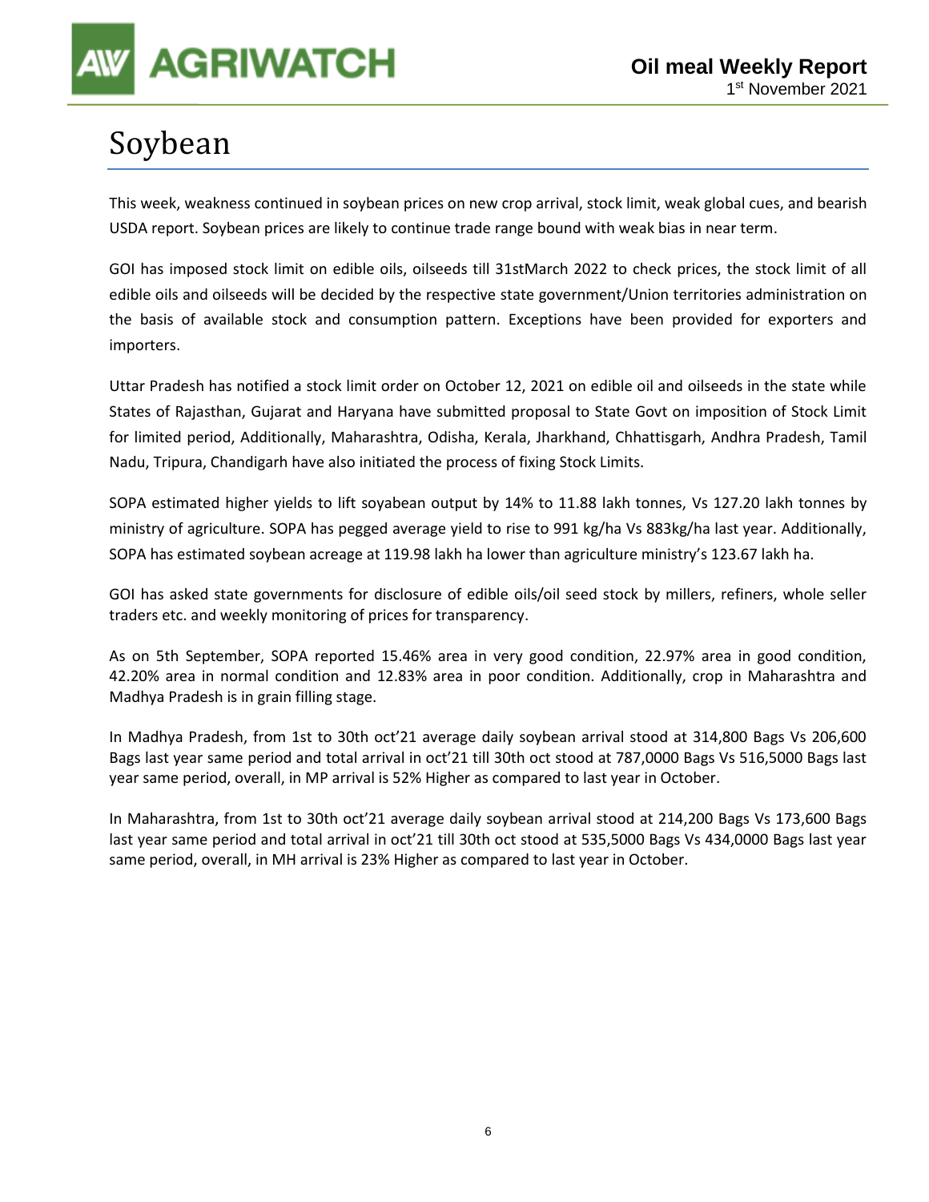# Soybean

This week, weakness continued in soybean prices on new crop arrival, stock limit, weak global cues, and bearish USDA report. Soybean prices are likely to continue trade range bound with weak bias in near term.

GOI has imposed stock limit on edible oils, oilseeds till 31stMarch 2022 to check prices, the stock limit of all edible oils and oilseeds will be decided by the respective state government/Union territories administration on the basis of available stock and consumption pattern. Exceptions have been provided for exporters and importers.

Uttar Pradesh has notified a stock limit order on October 12, 2021 on edible oil and oilseeds in the state while States of Rajasthan, Gujarat and Haryana have submitted proposal to State Govt on imposition of Stock Limit for limited period, Additionally, Maharashtra, Odisha, Kerala, Jharkhand, Chhattisgarh, Andhra Pradesh, Tamil Nadu, Tripura, Chandigarh have also initiated the process of fixing Stock Limits.

SOPA estimated higher yields to lift soyabean output by 14% to 11.88 lakh tonnes, Vs 127.20 lakh tonnes by ministry of agriculture. SOPA has pegged average yield to rise to 991 kg/ha Vs 883kg/ha last year. Additionally, SOPA has estimated soybean acreage at 119.98 lakh ha lower than agriculture ministry's 123.67 lakh ha.

GOI has asked state governments for disclosure of edible oils/oil seed stock by millers, refiners, whole seller traders etc. and weekly monitoring of prices for transparency.

As on 5th September, SOPA reported 15.46% area in very good condition, 22.97% area in good condition, 42.20% area in normal condition and 12.83% area in poor condition. Additionally, crop in Maharashtra and Madhya Pradesh is in grain filling stage.

In Madhya Pradesh, from 1st to 30th oct'21 average daily soybean arrival stood at 314,800 Bags Vs 206,600 Bags last year same period and total arrival in oct'21 till 30th oct stood at 787,0000 Bags Vs 516,5000 Bags last year same period, overall, in MP arrival is 52% Higher as compared to last year in October.

In Maharashtra, from 1st to 30th oct'21 average daily soybean arrival stood at 214,200 Bags Vs 173,600 Bags last year same period and total arrival in oct'21 till 30th oct stood at 535,5000 Bags Vs 434,0000 Bags last year same period, overall, in MH arrival is 23% Higher as compared to last year in October.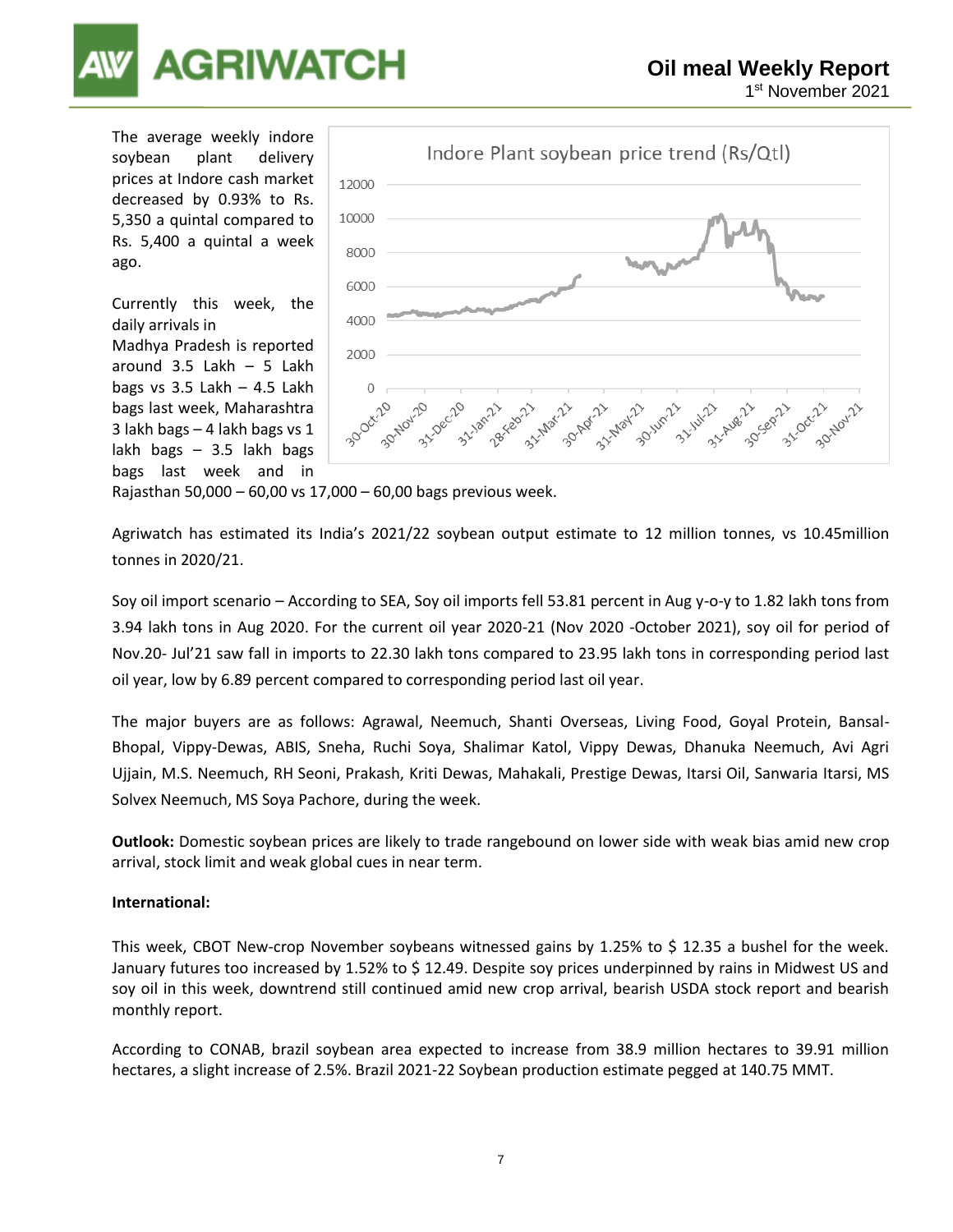The average weekly indore soybean plant delivery prices at Indore cash market decreased by 0.93% to Rs. 5,350 a quintal compared to Rs. 5,400 a quintal a week ago.

Currently this week, the daily arrivals in Madhya Pradesh is reported around 3.5 Lakh – 5 Lakh bags vs 3.5 Lakh – 4.5 Lakh bags last week, Maharashtra 3 lakh bags – 4 lakh bags vs 1 lakh bags – 3.5 lakh bags bags last week and in Rajasthan 50,000 – 60,00 vs 17,000 – 60,00 bags previous week.

Agriwatch has estimated its India's 2021/22 soybean output estimate to 12 million tonnes, vs 10.45million tonnes in 2020/21.

Soy oil import scenario – According to SEA, Soy oil imports fell 53.81 percent in Aug y-o-y to 1.82 lakh tons from 3.94 lakh tons in Aug 2020. For the current oil year 2020-21 (Nov 2020 -October 2021), soy oil for period of Nov.20- Jul'21 saw fall in imports to 22.30 lakh tons compared to 23.95 lakh tons in corresponding period last oil year, low by 6.89 percent compared to corresponding period last oil year.

The major buyers are as follows: Agrawal, Neemuch, Shanti Overseas, Living Food, Goyal Protein, Bansal-Bhopal, Vippy-Dewas, ABIS, Sneha, Ruchi Soya, Shalimar Katol, Vippy Dewas, Dhanuka Neemuch, Avi Agri Ujjain, M.S. Neemuch, RH Seoni, Prakash, Kriti Dewas, Mahakali, Prestige Dewas, Itarsi Oil, Sanwaria Itarsi, MS Solvex Neemuch, MS Soya Pachore, during the week.

**Outlook:** Domestic soybean prices are likely to trade rangebound on lower side with weak bias amid new crop arrival, stock limit and weak global cues in near term.

**International:**

This week, CBOT New-crop November soybeans witnessed gains by 1.25% to $ 12.35 a bushel for the week. January futures too increased by 1.52% to $ 12.49. Despite soy prices underpinned by rains in Midwest US and soy oil in this week, downtrend still continued amid new crop arrival, bearish USDA stock report and bearish monthly report.

According to CONAB, brazil soybean area expected to increase from 38.9 million hectares to 39.91 million hectares, a slight increase of 2.5%. Brazil 2021-22 Soybean production estimate pegged at 140.75 MMT.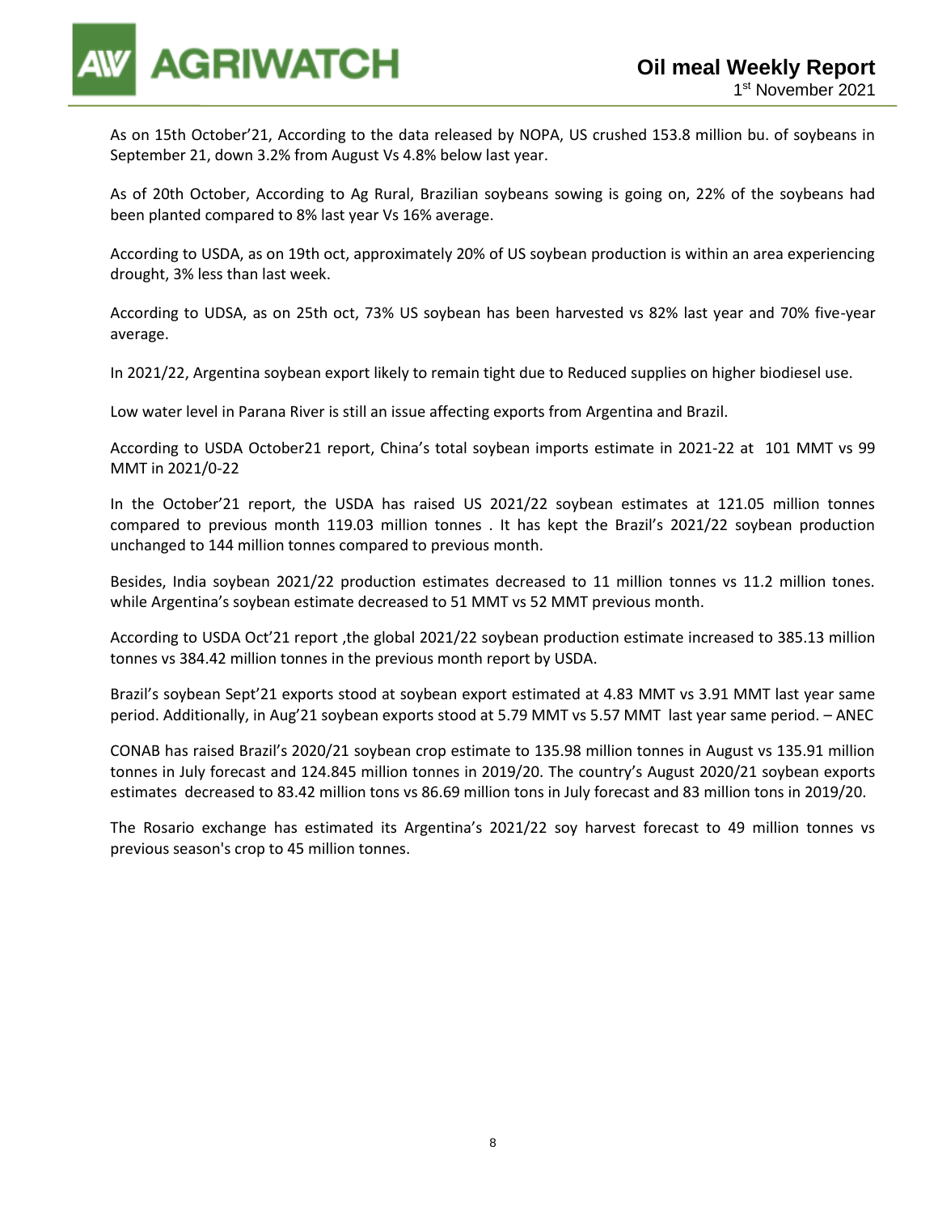As on 15th October'21, According to the data released by NOPA, US crushed 153.8 million bu. of soybeans in September 21, down 3.2% from August Vs 4.8% below last year.

As of 20th October, According to Ag Rural, Brazilian soybeans sowing is going on, 22% of the soybeans had been planted compared to 8% last year Vs 16% average.

According to USDA, as on 19th oct, approximately 20% of US soybean production is within an area experiencing drought, 3% less than last week.

According to UDSA, as on 25th oct, 73% US soybean has been harvested vs 82% last year and 70% five-year average.

In 2021/22, Argentina soybean export likely to remain tight due to Reduced supplies on higher biodiesel use.

Low water level in Parana River is still an issue affecting exports from Argentina and Brazil.

According to USDA October21 report, China's total soybean imports estimate in 2021-22 at 101 MMT vs 99 MMT in 2021/0-22

In the October'21 report, the USDA has raised US 2021/22 soybean estimates at 121.05 million tonnes compared to previous month 119.03 million tonnes . It has kept the Brazil's 2021/22 soybean production unchanged to 144 million tonnes compared to previous month.

Besides, India soybean 2021/22 production estimates decreased to 11 million tonnes vs 11.2 million tones. while Argentina's soybean estimate decreased to 51 MMT vs 52 MMT previous month.

According to USDA Oct'21 report ,the global 2021/22 soybean production estimate increased to 385.13 million tonnes vs 384.42 million tonnes in the previous month report by USDA.

Brazil's soybean Sept'21 exports stood at soybean export estimated at 4.83 MMT vs 3.91 MMT last year same period. Additionally, in Aug'21 soybean exports stood at 5.79 MMT vs 5.57 MMT last year same period. – ANEC

CONAB has raised Brazil's 2020/21 soybean crop estimate to 135.98 million tonnes in August vs 135.91 million tonnes in July forecast and 124.845 million tonnes in 2019/20. The country's August 2020/21 soybean exports estimates decreased to 83.42 million tons vs 86.69 million tons in July forecast and 83 million tons in 2019/20.

The Rosario exchange has estimated its Argentina's 2021/22 soy harvest forecast to 49 million tonnes vs previous season's crop to 45 million tonnes.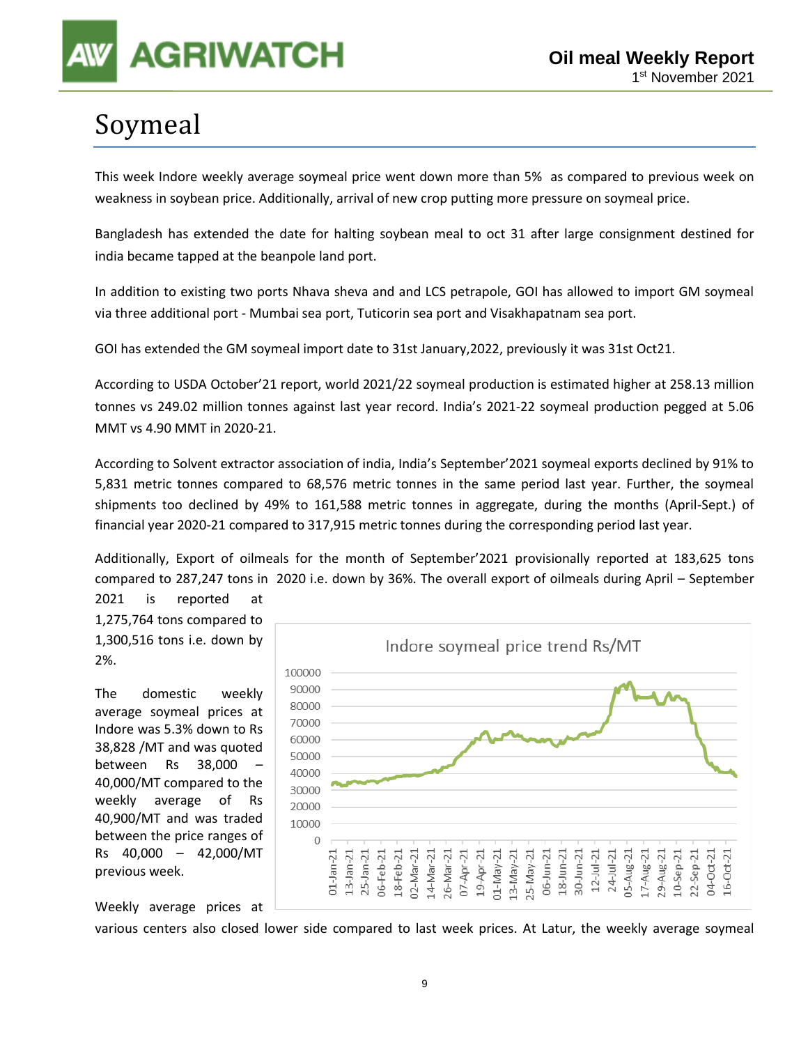# Soymeal

This week Indore weekly average soymeal price went down more than 5% as compared to previous week on weakness in soybean price. Additionally, arrival of new crop putting more pressure on soymeal price.

Bangladesh has extended the date for halting soybean meal to oct 31 after large consignment destined for india became tapped at the beanpole land port.

In addition to existing two ports Nhava sheva and and LCS petrapole, GOI has allowed to import GM soymeal via three additional port - Mumbai sea port, Tuticorin sea port and Visakhapatnam sea port.

GOI has extended the GM soymeal import date to 31st January,2022, previously it was 31st Oct21.

According to USDA October'21 report, world 2021/22 soymeal production is estimated higher at 258.13 million tonnes vs 249.02 million tonnes against last year record. India's 2021-22 soymeal production pegged at 5.06 MMT vs 4.90 MMT in 2020-21.

According to Solvent extractor association of india, India's September'2021 soymeal exports declined by 91% to 5,831 metric tonnes compared to 68,576 metric tonnes in the same period last year. Further, the soymeal shipments too declined by 49% to 161,588 metric tonnes in aggregate, during the months (April-Sept.) of financial year 2020-21 compared to 317,915 metric tonnes during the corresponding period last year.

Additionally, Export of oilmeals for the month of September'2021 provisionally reported at 183,625 tons compared to 287,247 tons in 2020 i.e. down by 36%. The overall export of oilmeals during April – September 2021 is reported at 1,275,764 tons compared to 1,300,516 tons i.e. down by 2%.

The domestic weekly average soymeal prices at Indore was 5.3% down to Rs 38,828 /MT and was quoted between Rs 38,000 – 40,000/MT compared to the weekly average of Rs 40,900/MT and was traded between the price ranges of Rs 40,000 – 42,000/MT previous week.

Indore soymeal price trend Rs/MT

Weekly average prices at various centers also closed lower side compared to last week prices. At Latur, the weekly average soymeal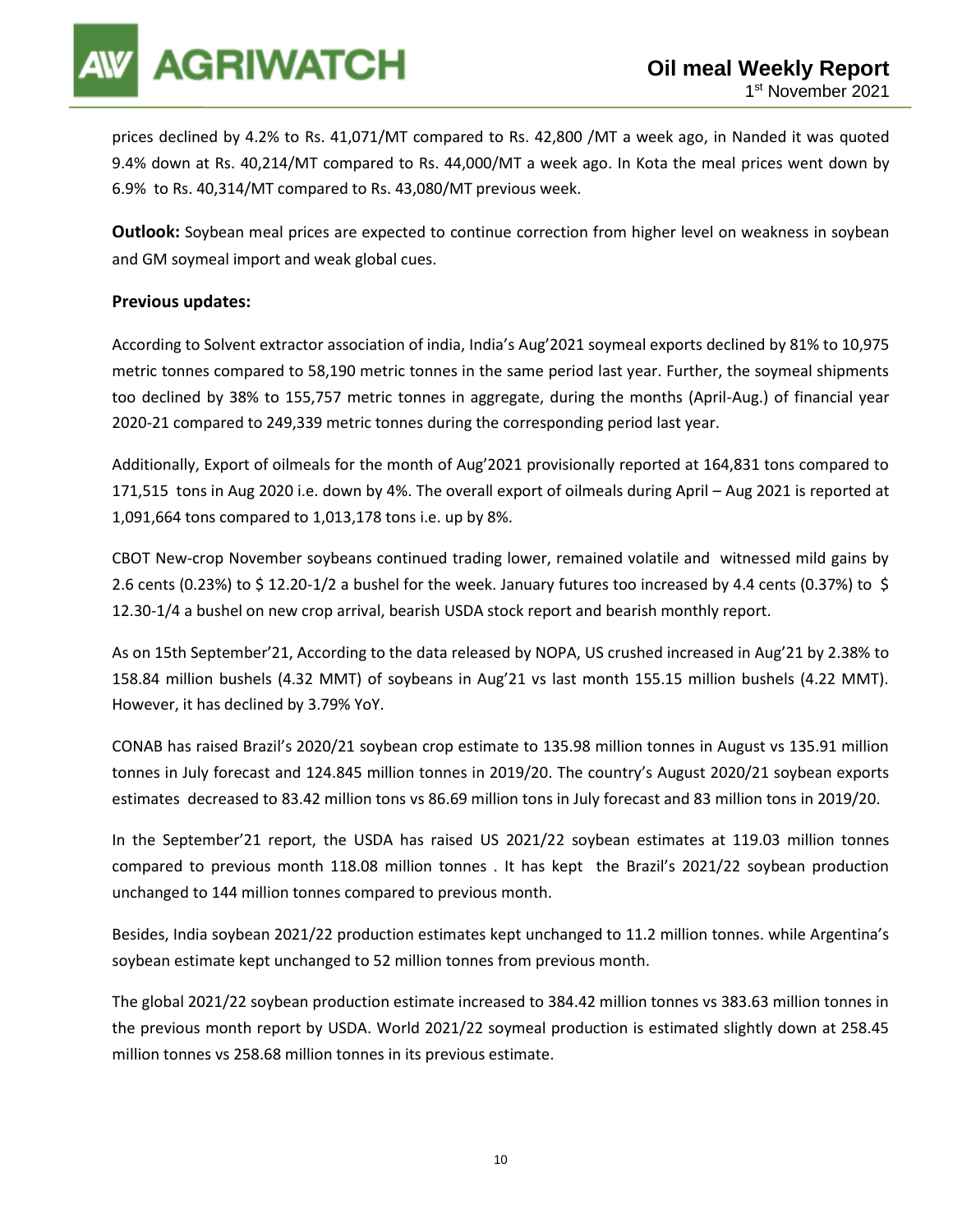prices declined by 4.2% to Rs. 41,071/MT compared to Rs. 42,800 /MT a week ago, in Nanded it was quoted 9.4% down at Rs. 40,214/MT compared to Rs. 44,000/MT a week ago. In Kota the meal prices went down by 6.9% to Rs. 40,314/MT compared to Rs. 43,080/MT previous week.

**Outlook:** Soybean meal prices are expected to continue correction from higher level on weakness in soybean and GM soymeal import and weak global cues.

**Previous updates:**

According to Solvent extractor association of india, India's Aug'2021 soymeal exports declined by 81% to 10,975 metric tonnes compared to 58,190 metric tonnes in the same period last year. Further, the soymeal shipments too declined by 38% to 155,757 metric tonnes in aggregate, during the months (April-Aug.) of financial year 2020-21 compared to 249,339 metric tonnes during the corresponding period last year.

Additionally, Export of oilmeals for the month of Aug'2021 provisionally reported at 164,831 tons compared to 171,515 tons in Aug 2020 i.e. down by 4%. The overall export of oilmeals during April – Aug 2021 is reported at 1,091,664 tons compared to 1,013,178 tons i.e. up by 8%.

CBOT New-crop November soybeans continued trading lower, remained volatile and witnessed mild gains by 2.6 cents (0.23%) to $ 12.20-1/2 a bushel for the week. January futures too increased by 4.4 cents (0.37%) to $ 12.30-1/4 a bushel on new crop arrival, bearish USDA stock report and bearish monthly report.

As on 15th September'21, According to the data released by NOPA, US crushed increased in Aug'21 by 2.38% to 158.84 million bushels (4.32 MMT) of soybeans in Aug'21 vs last month 155.15 million bushels (4.22 MMT). However, it has declined by 3.79% YoY.

CONAB has raised Brazil's 2020/21 soybean crop estimate to 135.98 million tonnes in August vs 135.91 million tonnes in July forecast and 124.845 million tonnes in 2019/20. The country's August 2020/21 soybean exports estimates decreased to 83.42 million tons vs 86.69 million tons in July forecast and 83 million tons in 2019/20.

In the September'21 report, the USDA has raised US 2021/22 soybean estimates at 119.03 million tonnes compared to previous month 118.08 million tonnes . It has kept the Brazil's 2021/22 soybean production unchanged to 144 million tonnes compared to previous month.

Besides, India soybean 2021/22 production estimates kept unchanged to 11.2 million tonnes. while Argentina's soybean estimate kept unchanged to 52 million tonnes from previous month.

The global 2021/22 soybean production estimate increased to 384.42 million tonnes vs 383.63 million tonnes in the previous month report by USDA. World 2021/22 soymeal production is estimated slightly down at 258.45 million tonnes vs 258.68 million tonnes in its previous estimate.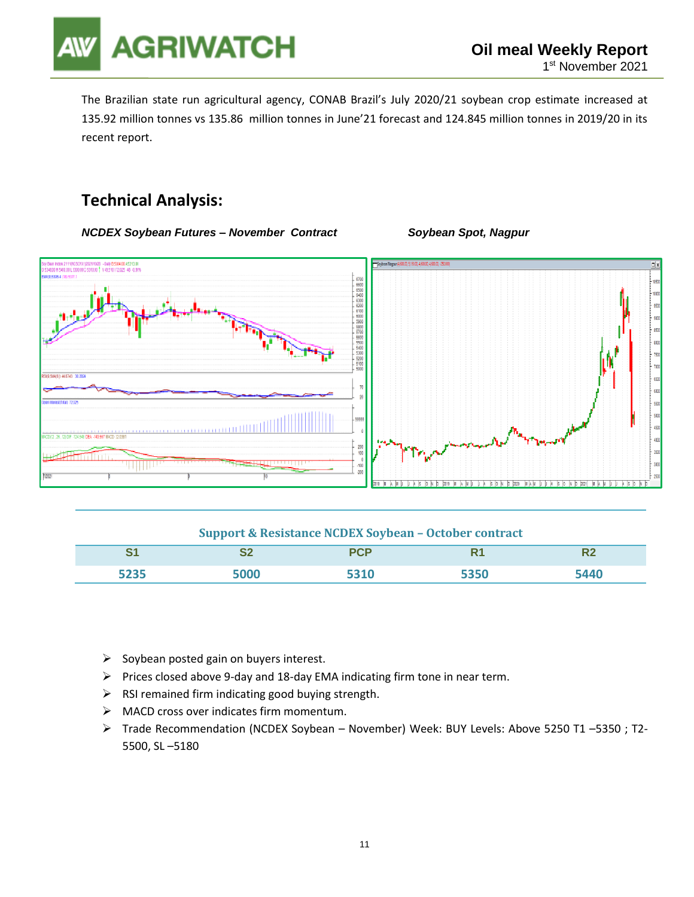The Brazilian state run agricultural agency, CONAB Brazil's July 2020/21 soybean crop estimate increased at 135.92 million tonnes vs 135.86 million tonnes in June'21 forecast and 124.845 million tonnes in 2019/20 in its recent report.

## Technical Analysis:

***NCDEX Soybean Futures – November Contract***

***Soybean Spot, Nagpur***

**Support & Resistance NCDEX Soybean – October contract**

| S1 | S2 | PCP | R1 | R2 |
|---|---|---|---|---|
| 5235 | 5000 | 5310 | 5350 | 5440 |

- Soybean posted gain on buyers interest.
- Prices closed above 9-day and 18-day EMA indicating firm tone in near term.
- RSI remained firm indicating good buying strength.
- MACD cross over indicates firm momentum.
- Trade Recommendation (NCDEX Soybean – November) Week: BUY Levels: Above 5250 T1 –5350 ; T2-5500, SL –5180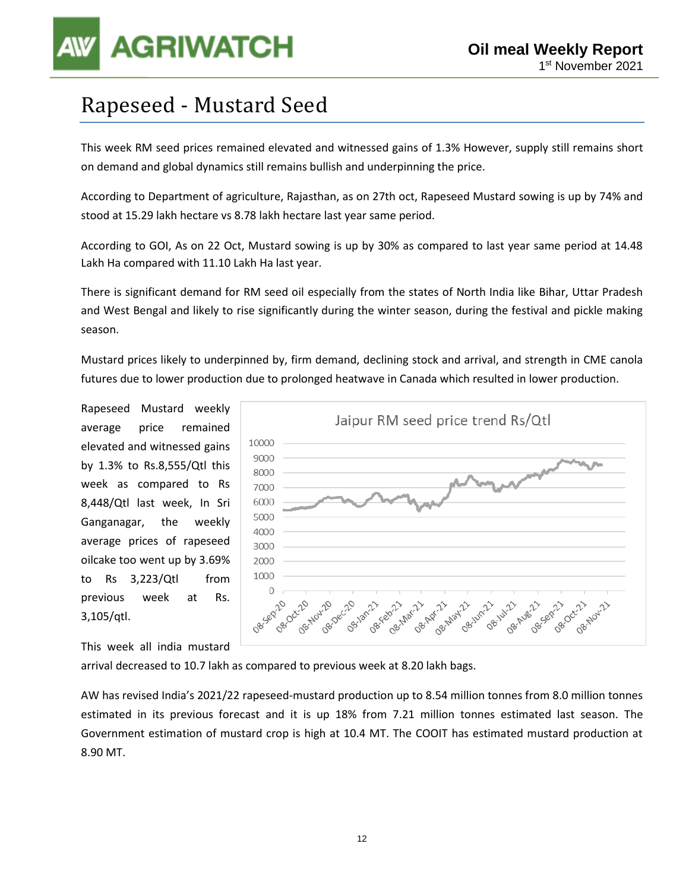# Rapeseed - Mustard Seed

This week RM seed prices remained elevated and witnessed gains of 1.3% However, supply still remains short on demand and global dynamics still remains bullish and underpinning the price.

According to Department of agriculture, Rajasthan, as on 27th oct, Rapeseed Mustard sowing is up by 74% and stood at 15.29 lakh hectare vs 8.78 lakh hectare last year same period.

According to GOI, As on 22 Oct, Mustard sowing is up by 30% as compared to last year same period at 14.48 Lakh Ha compared with 11.10 Lakh Ha last year.

There is significant demand for RM seed oil especially from the states of North India like Bihar, Uttar Pradesh and West Bengal and likely to rise significantly during the winter season, during the festival and pickle making season.

Mustard prices likely to underpinned by, firm demand, declining stock and arrival, and strength in CME canola futures due to lower production due to prolonged heatwave in Canada which resulted in lower production.

Rapeseed Mustard weekly average price remained elevated and witnessed gains by 1.3% to Rs.8,555/Qtl this week as compared to Rs 8,448/Qtl last week, In Sri Ganganagar, the weekly average prices of rapeseed oilcake too went up by 3.69% to Rs 3,223/Qtl from previous week at Rs. 3,105/qtl.

Jaipur RM seed price trend Rs/Qtl

This week all india mustard arrival decreased to 10.7 lakh as compared to previous week at 8.20 lakh bags.

AW has revised India's 2021/22 rapeseed-mustard production up to 8.54 million tonnes from 8.0 million tonnes estimated in its previous forecast and it is up 18% from 7.21 million tonnes estimated last season. The Government estimation of mustard crop is high at 10.4 MT. The COOIT has estimated mustard production at 8.90 MT.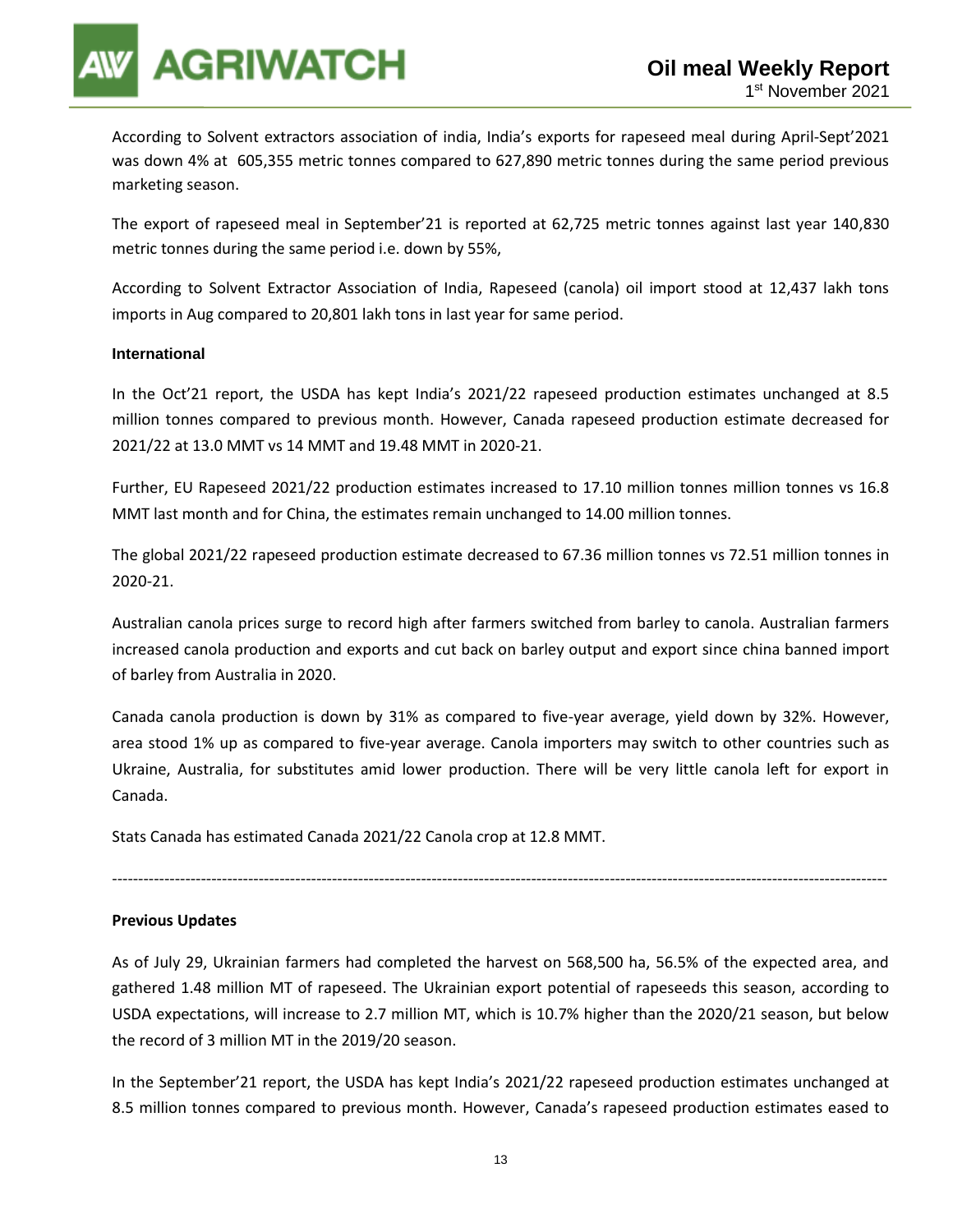According to Solvent extractors association of india, India's exports for rapeseed meal during April-Sept'2021 was down 4% at 605,355 metric tonnes compared to 627,890 metric tonnes during the same period previous marketing season.

The export of rapeseed meal in September'21 is reported at 62,725 metric tonnes against last year 140,830 metric tonnes during the same period i.e. down by 55%,

According to Solvent Extractor Association of India, Rapeseed (canola) oil import stood at 12,437 lakh tons imports in Aug compared to 20,801 lakh tons in last year for same period.

**International**

In the Oct'21 report, the USDA has kept India's 2021/22 rapeseed production estimates unchanged at 8.5 million tonnes compared to previous month. However, Canada rapeseed production estimate decreased for 2021/22 at 13.0 MMT vs 14 MMT and 19.48 MMT in 2020-21.

Further, EU Rapeseed 2021/22 production estimates increased to 17.10 million tonnes million tonnes vs 16.8 MMT last month and for China, the estimates remain unchanged to 14.00 million tonnes.

The global 2021/22 rapeseed production estimate decreased to 67.36 million tonnes vs 72.51 million tonnes in 2020-21.

Australian canola prices surge to record high after farmers switched from barley to canola. Australian farmers increased canola production and exports and cut back on barley output and export since china banned import of barley from Australia in 2020.

Canada canola production is down by 31% as compared to five-year average, yield down by 32%. However, area stood 1% up as compared to five-year average. Canola importers may switch to other countries such as Ukraine, Australia, for substitutes amid lower production. There will be very little canola left for export in Canada.

Stats Canada has estimated Canada 2021/22 Canola crop at 12.8 MMT.

---

**Previous Updates**

As of July 29, Ukrainian farmers had completed the harvest on 568,500 ha, 56.5% of the expected area, and gathered 1.48 million MT of rapeseed. The Ukrainian export potential of rapeseeds this season, according to USDA expectations, will increase to 2.7 million MT, which is 10.7% higher than the 2020/21 season, but below the record of 3 million MT in the 2019/20 season.

In the September'21 report, the USDA has kept India's 2021/22 rapeseed production estimates unchanged at 8.5 million tonnes compared to previous month. However, Canada's rapeseed production estimates eased to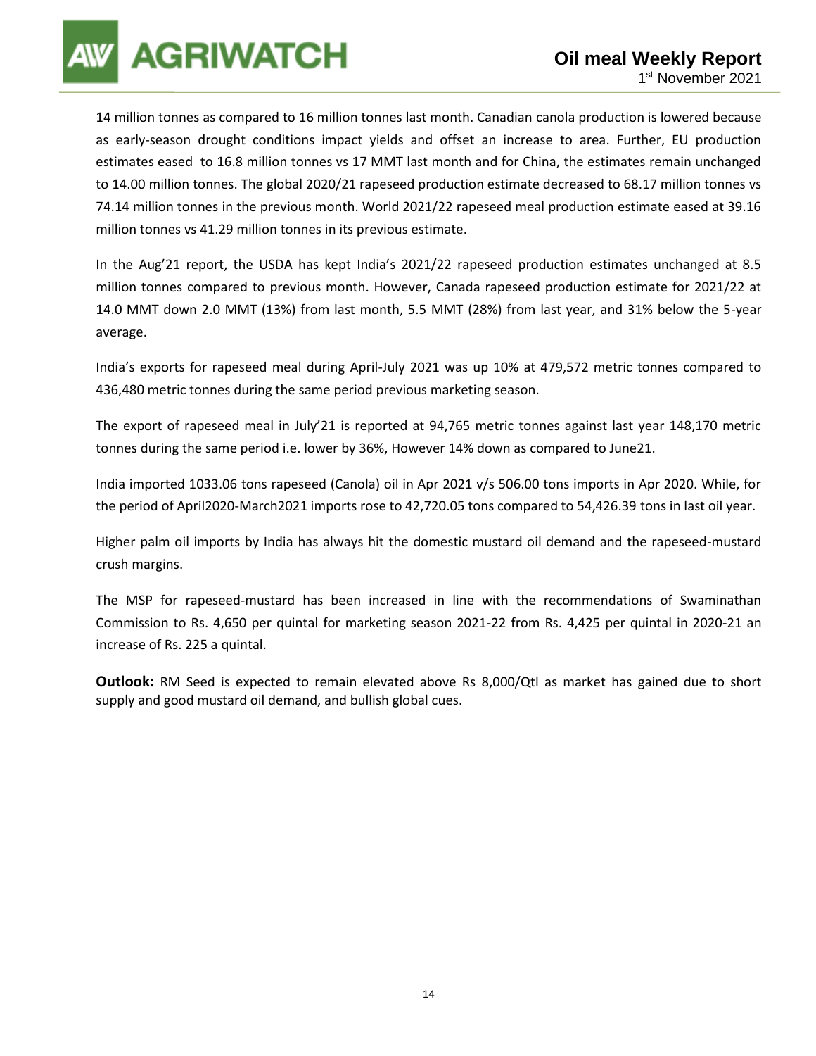14 million tonnes as compared to 16 million tonnes last month. Canadian canola production is lowered because as early-season drought conditions impact yields and offset an increase to area. Further, EU production estimates eased to 16.8 million tonnes vs 17 MMT last month and for China, the estimates remain unchanged to 14.00 million tonnes. The global 2020/21 rapeseed production estimate decreased to 68.17 million tonnes vs 74.14 million tonnes in the previous month. World 2021/22 rapeseed meal production estimate eased at 39.16 million tonnes vs 41.29 million tonnes in its previous estimate.

In the Aug'21 report, the USDA has kept India's 2021/22 rapeseed production estimates unchanged at 8.5 million tonnes compared to previous month. However, Canada rapeseed production estimate for 2021/22 at 14.0 MMT down 2.0 MMT (13%) from last month, 5.5 MMT (28%) from last year, and 31% below the 5-year average.

India's exports for rapeseed meal during April-July 2021 was up 10% at 479,572 metric tonnes compared to 436,480 metric tonnes during the same period previous marketing season.

The export of rapeseed meal in July'21 is reported at 94,765 metric tonnes against last year 148,170 metric tonnes during the same period i.e. lower by 36%, However 14% down as compared to June21.

India imported 1033.06 tons rapeseed (Canola) oil in Apr 2021 v/s 506.00 tons imports in Apr 2020. While, for the period of April2020-March2021 imports rose to 42,720.05 tons compared to 54,426.39 tons in last oil year.

Higher palm oil imports by India has always hit the domestic mustard oil demand and the rapeseed-mustard crush margins.

The MSP for rapeseed-mustard has been increased in line with the recommendations of Swaminathan Commission to Rs. 4,650 per quintal for marketing season 2021-22 from Rs. 4,425 per quintal in 2020-21 an increase of Rs. 225 a quintal.

**Outlook:** RM Seed is expected to remain elevated above Rs 8,000/Qtl as market has gained due to short supply and good mustard oil demand, and bullish global cues.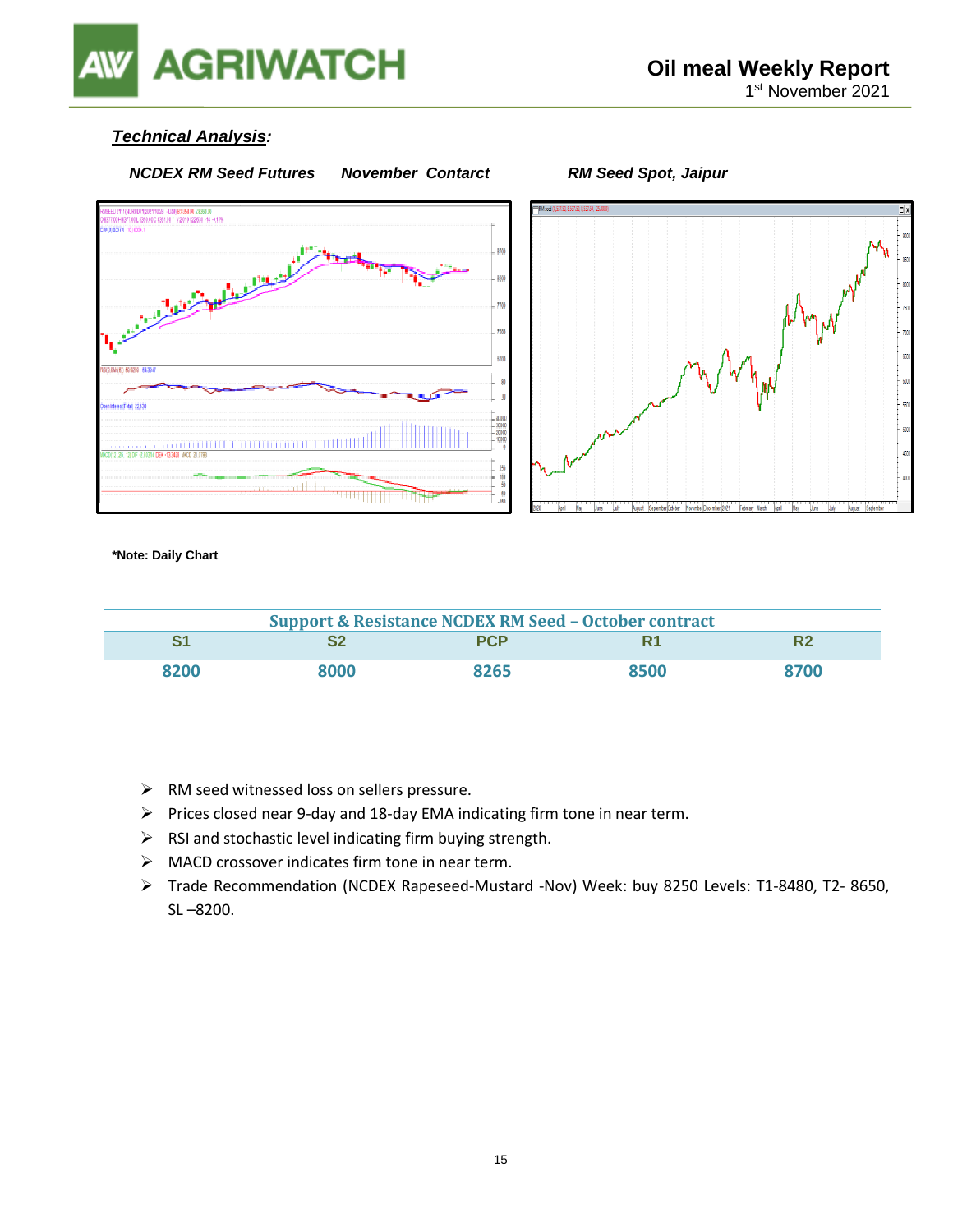## *Technical Analysis:*

***NCDEX RM Seed Futures*** ***November Contarct*** ***RM Seed Spot, Jaipur***

**\*Note: Daily Chart**

| Support & Resistance NCDEX RM Seed – October contract | | | | |
|---|---|---|---|---|
| S1 | S2 | PCP | R1 | R2 |
| 8200 | 8000 | 8265 | 8500 | 8700 |

- RM seed witnessed loss on sellers pressure.
- Prices closed near 9-day and 18-day EMA indicating firm tone in near term.
- RSI and stochastic level indicating firm buying strength.
- MACD crossover indicates firm tone in near term.
- Trade Recommendation (NCDEX Rapeseed-Mustard -Nov) Week: buy 8250 Levels: T1-8480, T2- 8650, SL –8200.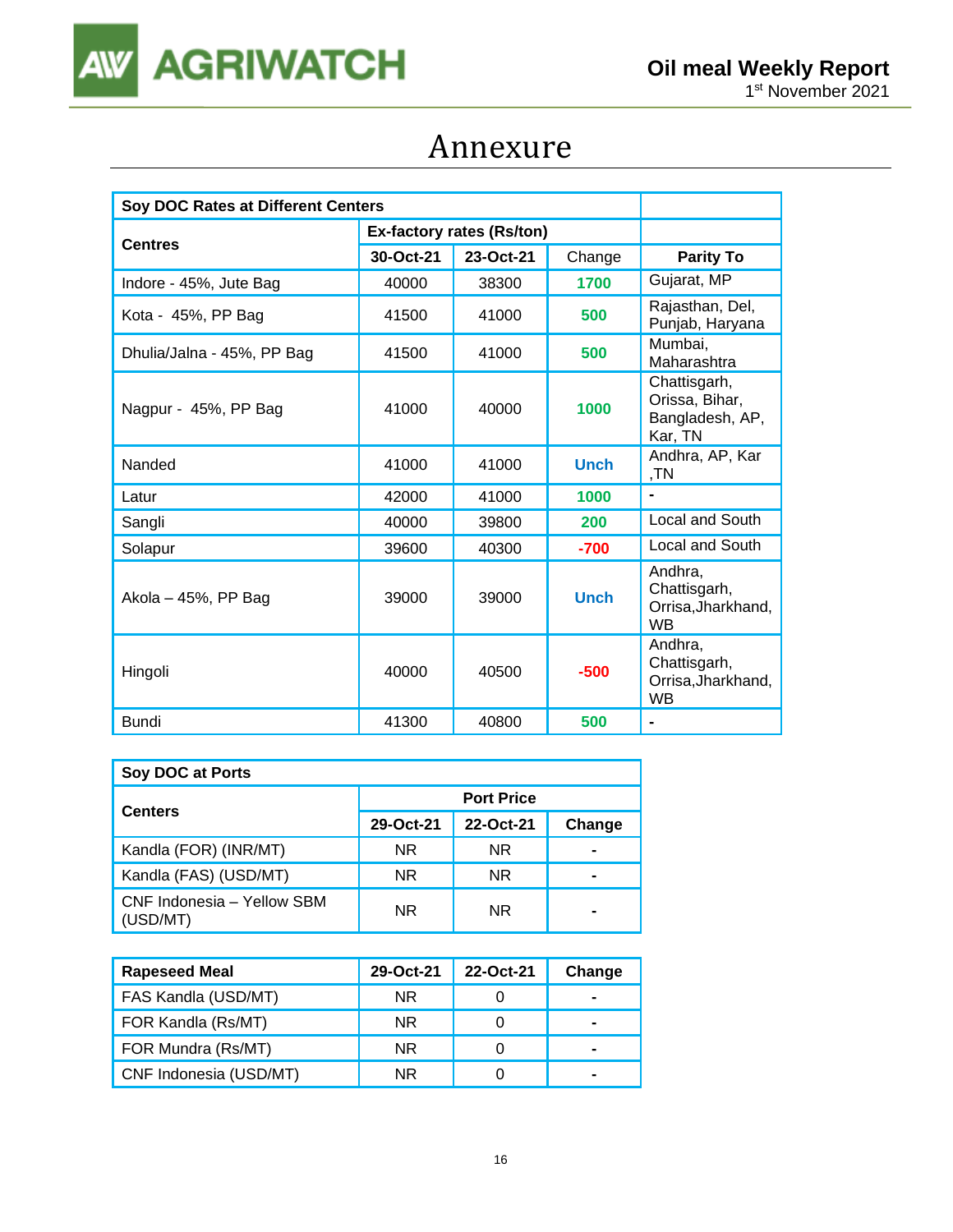# Annexure

| Soy DOC Rates at Different Centers | | | | |
|---|---|---|---|---|
| Centres | Ex-factory rates (Rs/ton) | | | |
| | 30-Oct-21 | 23-Oct-21 | Change | Parity To |
| Indore - 45%, Jute Bag | 40000 | 38300 | 1700 | Gujarat, MP |
| Kota - 45%, PP Bag | 41500 | 41000 | 500 | Rajasthan, Del, Punjab, Haryana |
| Dhulia/Jalna - 45%, PP Bag | 41500 | 41000 | 500 | Mumbai, Maharashtra |
| Nagpur - 45%, PP Bag | 41000 | 40000 | 1000 | Chattisgarh, Orissa, Bihar, Bangladesh, AP, Kar, TN |
| Nanded | 41000 | 41000 | Unch | Andhra, AP, Kar ,TN |
| Latur | 42000 | 41000 | 1000 | - |
| Sangli | 40000 | 39800 | 200 | Local and South |
| Solapur | 39600 | 40300 | -700 | Local and South |
| Akola – 45%, PP Bag | 39000 | 39000 | Unch | Andhra, Chattisgarh, Orrisa,Jharkhand, WB |
| Hingoli | 40000 | 40500 | -500 | Andhra, Chattisgarh, Orrisa,Jharkhand, WB |
| Bundi | 41300 | 40800 | 500 | - |

| Soy DOC at Ports | | | |
|---|---|---|---|
| Centers | Port Price | | |
| | 29-Oct-21 | 22-Oct-21 | Change |
| Kandla (FOR) (INR/MT) | NR | NR | - |
| Kandla (FAS) (USD/MT) | NR | NR | - |
| CNF Indonesia – Yellow SBM (USD/MT) | NR | NR | - |

| Rapeseed Meal | 29-Oct-21 | 22-Oct-21 | Change |
|---|---|---|---|
| FAS Kandla (USD/MT) | NR | 0 | - |
| FOR Kandla (Rs/MT) | NR | 0 | - |
| FOR Mundra (Rs/MT) | NR | 0 | - |
| CNF Indonesia (USD/MT) | NR | 0 | - |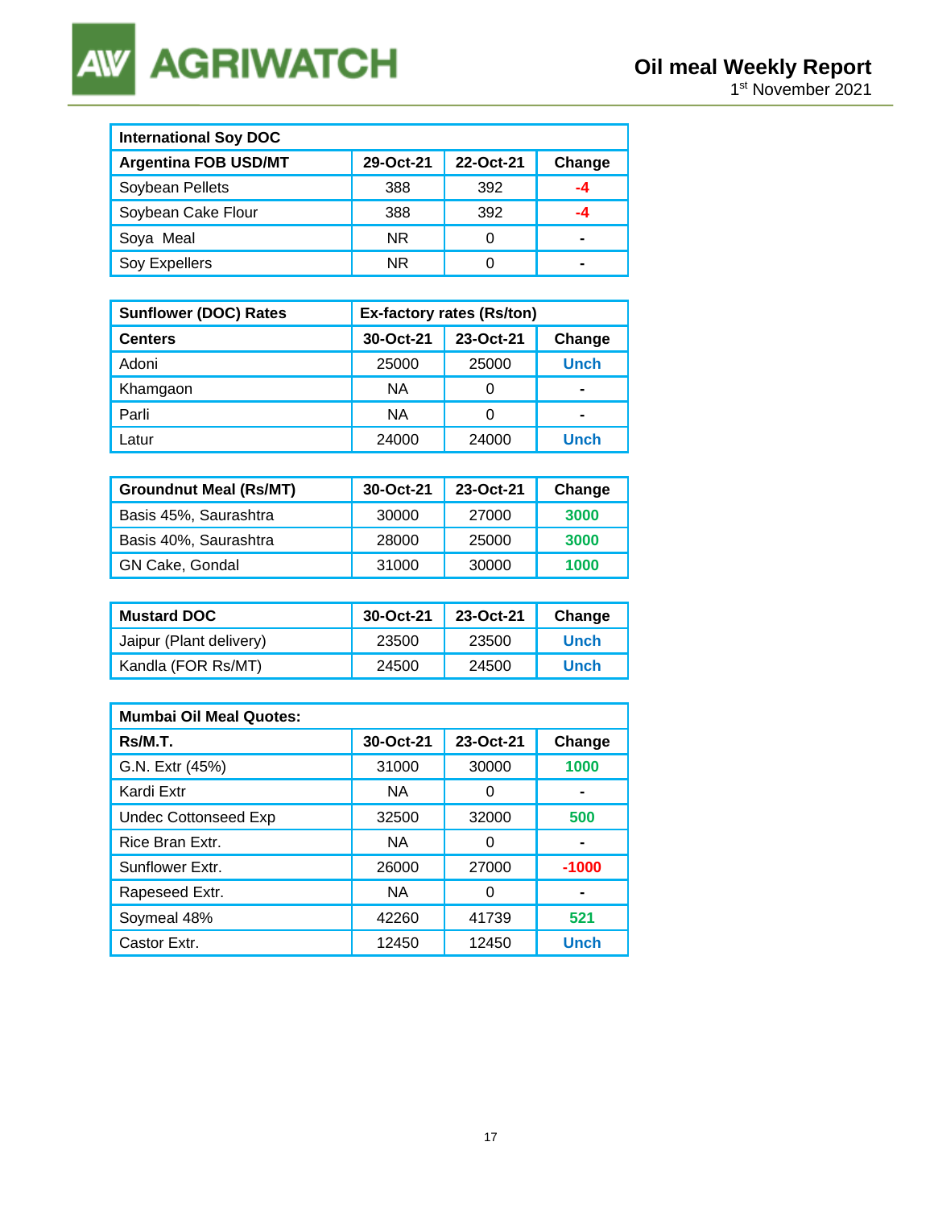| International Soy DOC | | | |
|---|---|---|---|
| **Argentina FOB USD/MT** | **29-Oct-21** | **22-Oct-21** | **Change** |
| Soybean Pellets | 388 | 392 | -4 |
| Soybean Cake Flour | 388 | 392 | -4 |
| Soya Meal | NR | 0 | - |
| Soy Expellers | NR | 0 | - |

| Sunflower (DOC) Rates | Ex-factory rates (Rs/ton) | | |
|---|---|---|---|
| **Centers** | **30-Oct-21** | **23-Oct-21** | **Change** |
| Adoni | 25000 | 25000 | Unch |
| Khamgaon | NA | 0 | - |
| Parli | NA | 0 | - |
| Latur | 24000 | 24000 | Unch |

| Groundnut Meal (Rs/MT) | 30-Oct-21 | 23-Oct-21 | Change |
|---|---|---|---|
| Basis 45%, Saurashtra | 30000 | 27000 | 3000 |
| Basis 40%, Saurashtra | 28000 | 25000 | 3000 |
| GN Cake, Gondal | 31000 | 30000 | 1000 |

| Mustard DOC | 30-Oct-21 | 23-Oct-21 | Change |
|---|---|---|---|
| Jaipur (Plant delivery) | 23500 | 23500 | Unch |
| Kandla (FOR Rs/MT) | 24500 | 24500 | Unch |

| Mumbai Oil Meal Quotes: | | | |
|---|---|---|---|
| **Rs/M.T.** | **30-Oct-21** | **23-Oct-21** | **Change** |
| G.N. Extr (45%) | 31000 | 30000 | 1000 |
| Kardi Extr | NA | 0 | - |
| Undec Cottonseed Exp | 32500 | 32000 | 500 |
| Rice Bran Extr. | NA | 0 | - |
| Sunflower Extr. | 26000 | 27000 | -1000 |
| Rapeseed Extr. | NA | 0 | - |
| Soymeal 48% | 42260 | 41739 | 521 |
| Castor Extr. | 12450 | 12450 | Unch |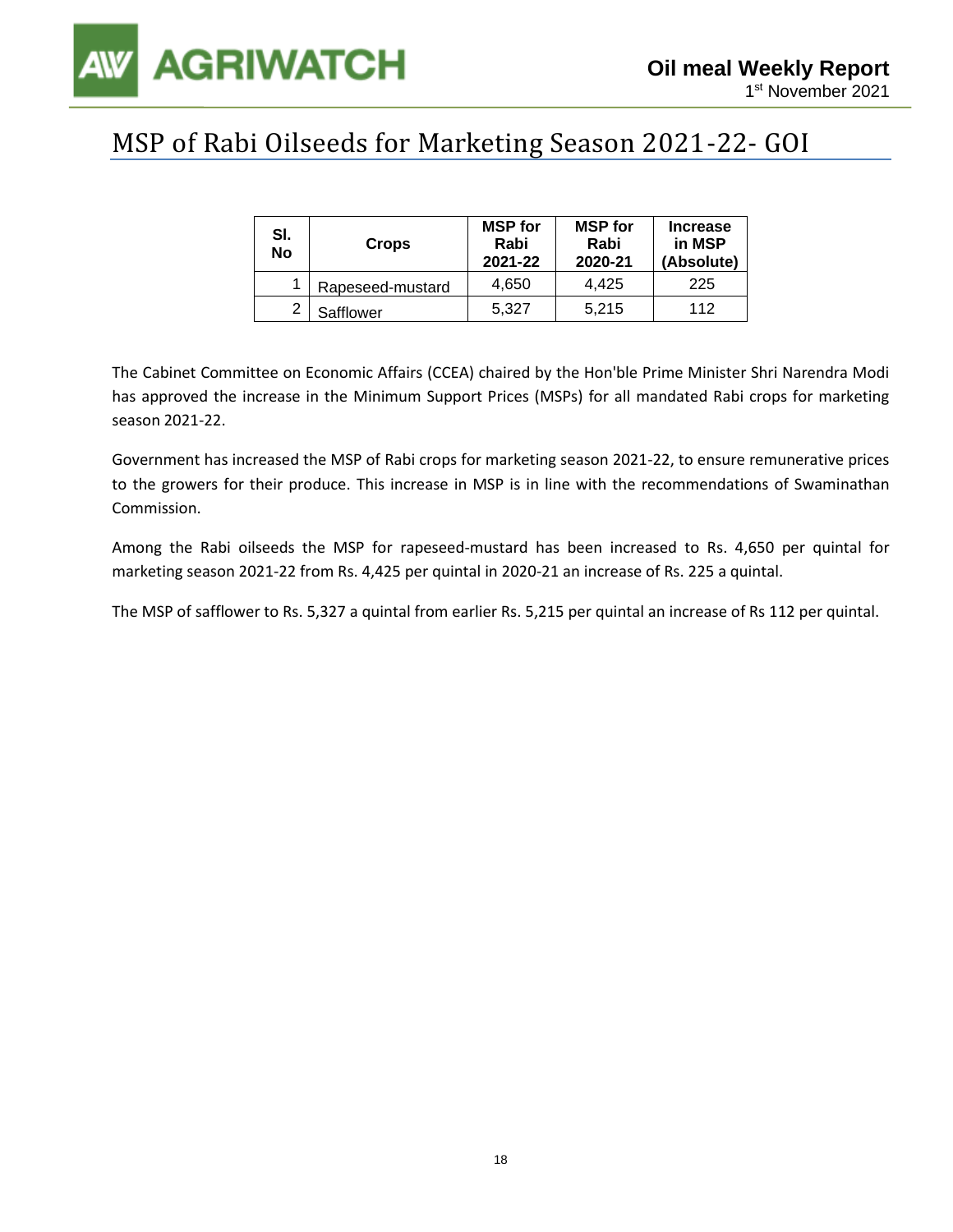# MSP of Rabi Oilseeds for Marketing Season 2021-22- GOI

| Sl. No | Crops | MSP for Rabi 2021-22 | MSP for Rabi 2020-21 | Increase in MSP (Absolute) |
|---|---|---|---|---|
| 1 | Rapeseed-mustard | 4,650 | 4,425 | 225 |
| 2 | Safflower | 5,327 | 5,215 | 112 |

The Cabinet Committee on Economic Affairs (CCEA) chaired by the Hon'ble Prime Minister Shri Narendra Modi has approved the increase in the Minimum Support Prices (MSPs) for all mandated Rabi crops for marketing season 2021-22.

Government has increased the MSP of Rabi crops for marketing season 2021-22, to ensure remunerative prices to the growers for their produce. This increase in MSP is in line with the recommendations of Swaminathan Commission.

Among the Rabi oilseeds the MSP for rapeseed-mustard has been increased to Rs. 4,650 per quintal for marketing season 2021-22 from Rs. 4,425 per quintal in 2020-21 an increase of Rs. 225 a quintal.

The MSP of safflower to Rs. 5,327 a quintal from earlier Rs. 5,215 per quintal an increase of Rs 112 per quintal.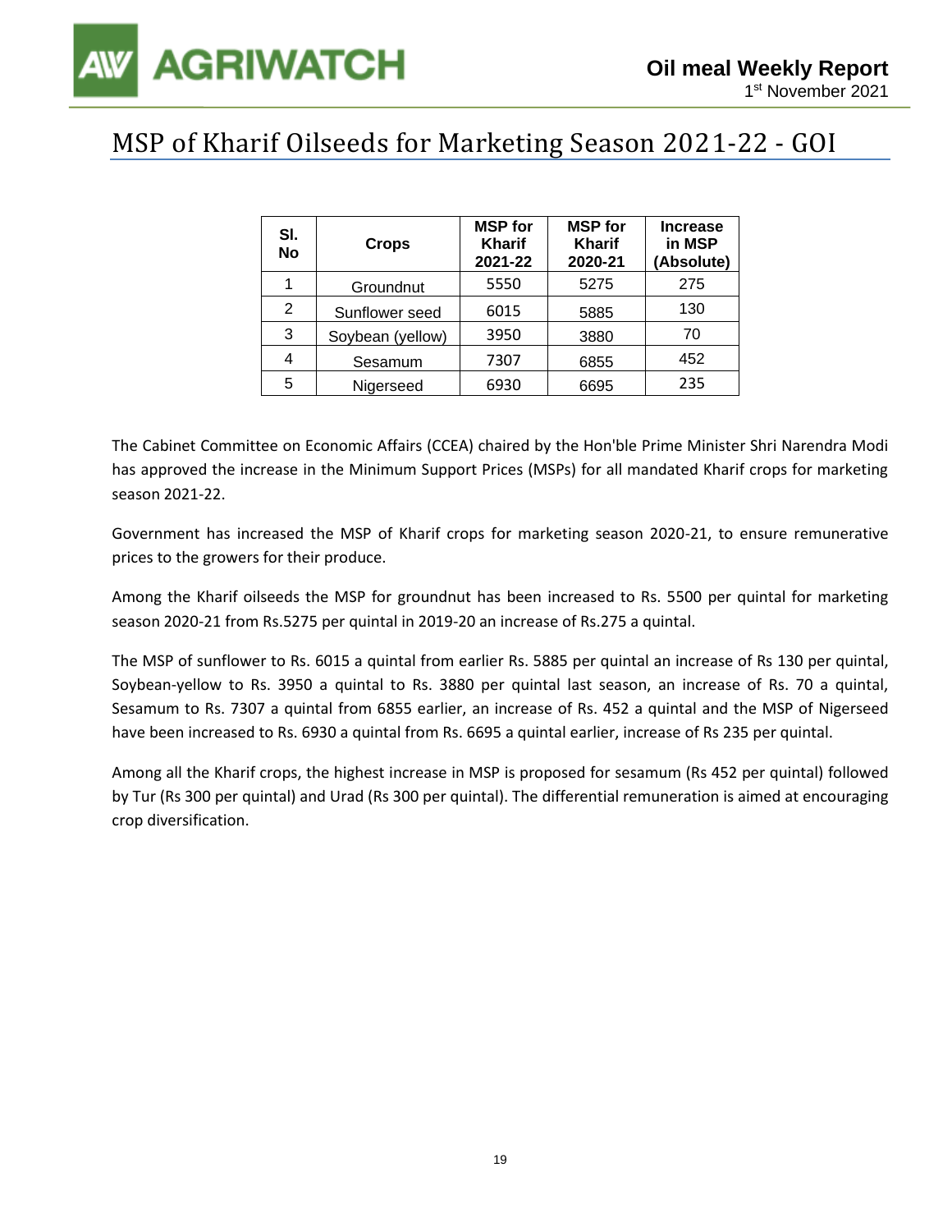# MSP of Kharif Oilseeds for Marketing Season 2021-22 - GOI

| Sl. No | Crops | MSP for Kharif 2021-22 | MSP for Kharif 2020-21 | Increase in MSP (Absolute) |
|---|---|---|---|---|
| 1 | Groundnut | 5550 | 5275 | 275 |
| 2 | Sunflower seed | 6015 | 5885 | 130 |
| 3 | Soybean (yellow) | 3950 | 3880 | 70 |
| 4 | Sesamum | 7307 | 6855 | 452 |
| 5 | Nigerseed | 6930 | 6695 | 235 |

The Cabinet Committee on Economic Affairs (CCEA) chaired by the Hon'ble Prime Minister Shri Narendra Modi has approved the increase in the Minimum Support Prices (MSPs) for all mandated Kharif crops for marketing season 2021-22.

Government has increased the MSP of Kharif crops for marketing season 2020-21, to ensure remunerative prices to the growers for their produce.

Among the Kharif oilseeds the MSP for groundnut has been increased to Rs. 5500 per quintal for marketing season 2020-21 from Rs.5275 per quintal in 2019-20 an increase of Rs.275 a quintal.

The MSP of sunflower to Rs. 6015 a quintal from earlier Rs. 5885 per quintal an increase of Rs 130 per quintal, Soybean-yellow to Rs. 3950 a quintal to Rs. 3880 per quintal last season, an increase of Rs. 70 a quintal, Sesamum to Rs. 7307 a quintal from 6855 earlier, an increase of Rs. 452 a quintal and the MSP of Nigerseed have been increased to Rs. 6930 a quintal from Rs. 6695 a quintal earlier, increase of Rs 235 per quintal.

Among all the Kharif crops, the highest increase in MSP is proposed for sesamum (Rs 452 per quintal) followed by Tur (Rs 300 per quintal) and Urad (Rs 300 per quintal). The differential remuneration is aimed at encouraging crop diversification.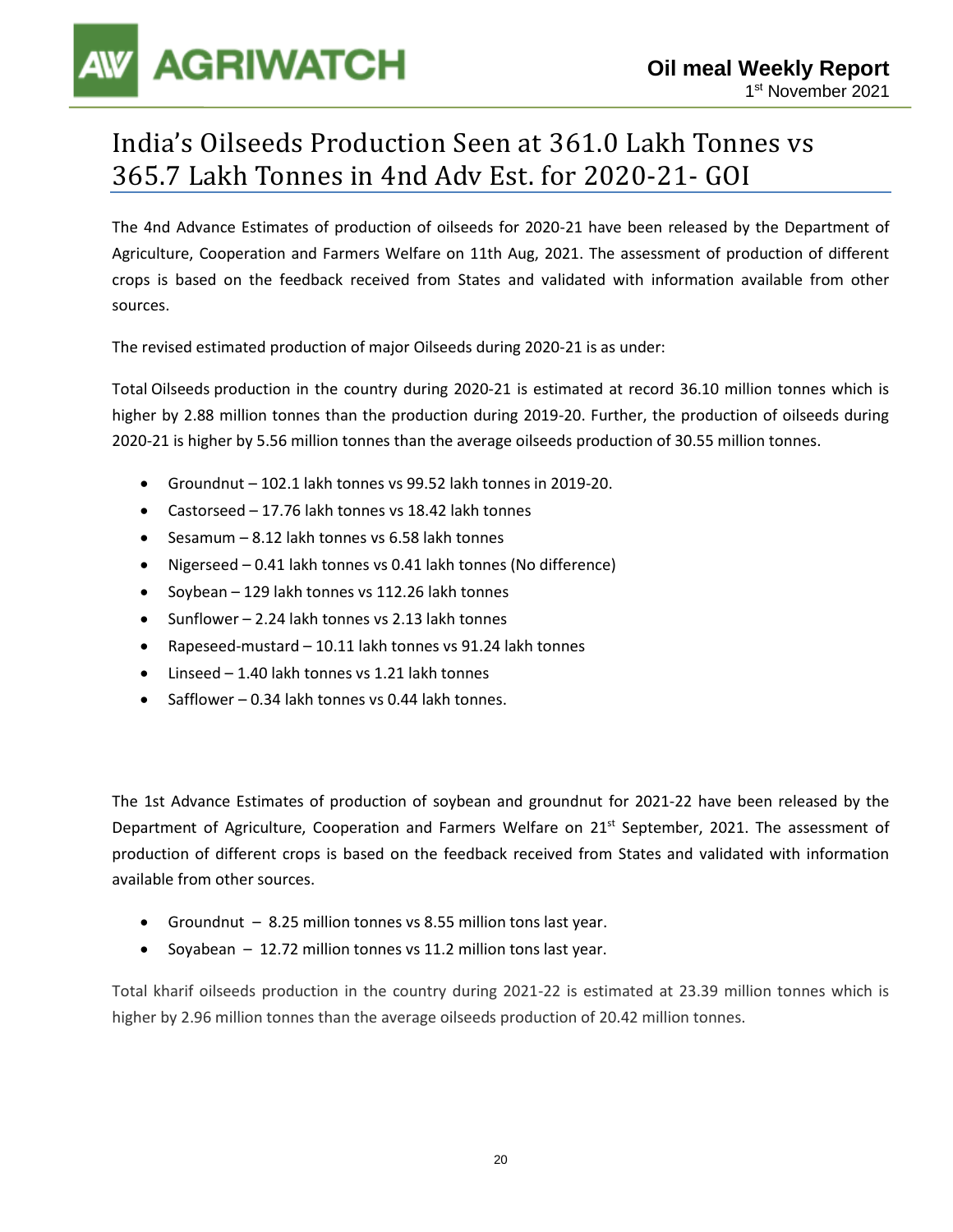# India's Oilseeds Production Seen at 361.0 Lakh Tonnes vs 365.7 Lakh Tonnes in 4nd Adv Est. for 2020-21- GOI

The 4nd Advance Estimates of production of oilseeds for 2020-21 have been released by the Department of Agriculture, Cooperation and Farmers Welfare on 11th Aug, 2021. The assessment of production of different crops is based on the feedback received from States and validated with information available from other sources.

The revised estimated production of major Oilseeds during 2020-21 is as under:

Total Oilseeds production in the country during 2020-21 is estimated at record 36.10 million tonnes which is higher by 2.88 million tonnes than the production during 2019-20. Further, the production of oilseeds during 2020-21 is higher by 5.56 million tonnes than the average oilseeds production of 30.55 million tonnes.

- Groundnut – 102.1 lakh tonnes vs 99.52 lakh tonnes in 2019-20.
- Castorseed – 17.76 lakh tonnes vs 18.42 lakh tonnes
- Sesamum – 8.12 lakh tonnes vs 6.58 lakh tonnes
- Nigerseed – 0.41 lakh tonnes vs 0.41 lakh tonnes (No difference)
- Soybean – 129 lakh tonnes vs 112.26 lakh tonnes
- Sunflower – 2.24 lakh tonnes vs 2.13 lakh tonnes
- Rapeseed-mustard – 10.11 lakh tonnes vs 91.24 lakh tonnes
- Linseed – 1.40 lakh tonnes vs 1.21 lakh tonnes
- Safflower – 0.34 lakh tonnes vs 0.44 lakh tonnes.

The 1st Advance Estimates of production of soybean and groundnut for 2021-22 have been released by the Department of Agriculture, Cooperation and Farmers Welfare on 21st September, 2021. The assessment of production of different crops is based on the feedback received from States and validated with information available from other sources.

- Groundnut – 8.25 million tonnes vs 8.55 million tons last year.
- Soyabean – 12.72 million tonnes vs 11.2 million tons last year.

Total kharif oilseeds production in the country during 2021-22 is estimated at 23.39 million tonnes which is higher by 2.96 million tonnes than the average oilseeds production of 20.42 million tonnes.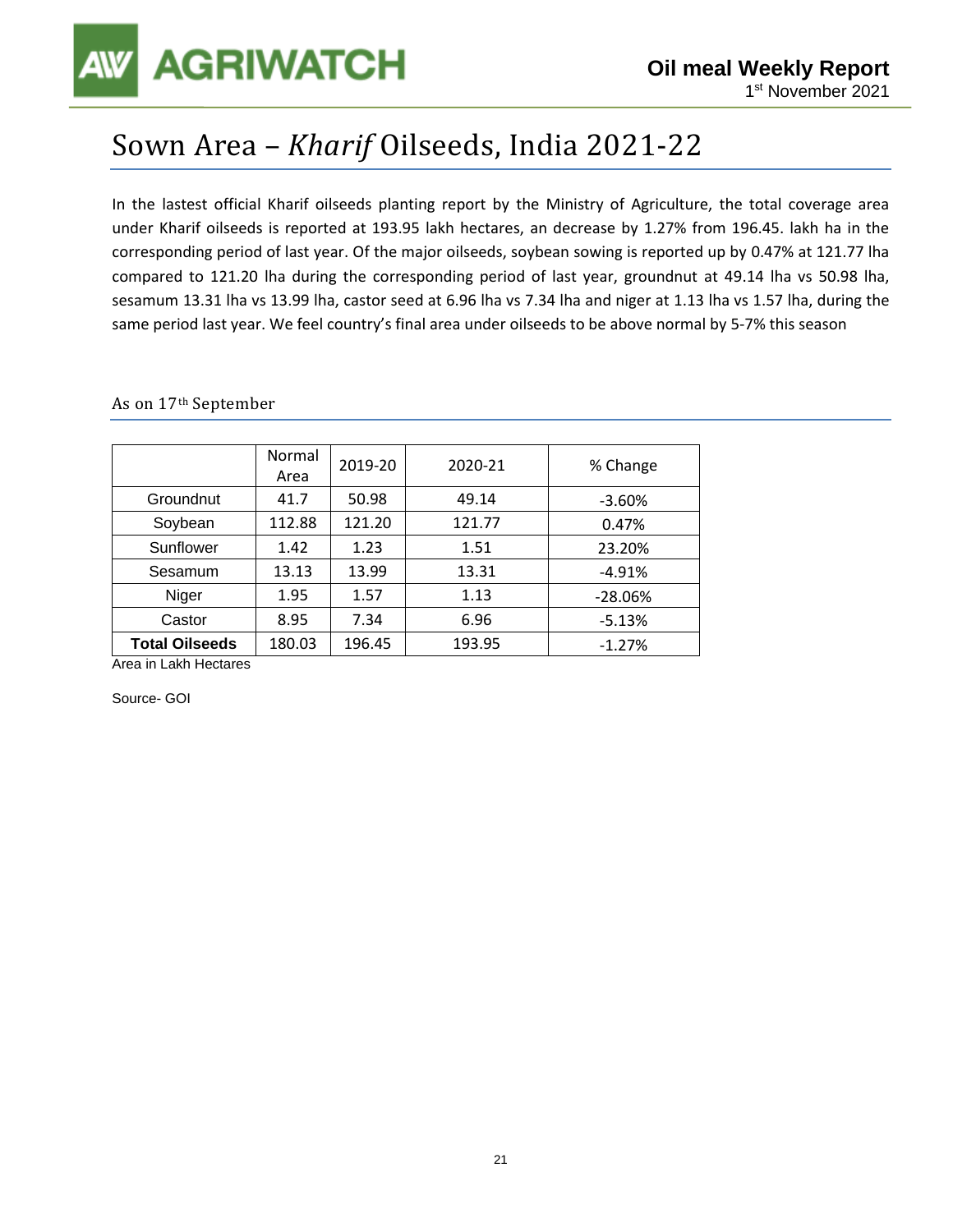# Sown Area – *Kharif* Oilseeds, India 2021-22

In the lastest official Kharif oilseeds planting report by the Ministry of Agriculture, the total coverage area under Kharif oilseeds is reported at 193.95 lakh hectares, an decrease by 1.27% from 196.45. lakh ha in the corresponding period of last year. Of the major oilseeds, soybean sowing is reported up by 0.47% at 121.77 lha compared to 121.20 lha during the corresponding period of last year, groundnut at 49.14 lha vs 50.98 lha, sesamum 13.31 lha vs 13.99 lha, castor seed at 6.96 lha vs 7.34 lha and niger at 1.13 lha vs 1.57 lha, during the same period last year. We feel country's final area under oilseeds to be above normal by 5-7% this season

## As on 17th September

| | Normal Area | 2019-20 | 2020-21 | % Change |
|---|---|---|---|---|
| Groundnut | 41.7 | 50.98 | 49.14 | -3.60% |
| Soybean | 112.88 | 121.20 | 121.77 | 0.47% |
| Sunflower | 1.42 | 1.23 | 1.51 | 23.20% |
| Sesamum | 13.13 | 13.99 | 13.31 | -4.91% |
| Niger | 1.95 | 1.57 | 1.13 | -28.06% |
| Castor | 8.95 | 7.34 | 6.96 | -5.13% |
| **Total Oilseeds** | 180.03 | 196.45 | 193.95 | -1.27% |

Area in Lakh Hectares

Source- GOI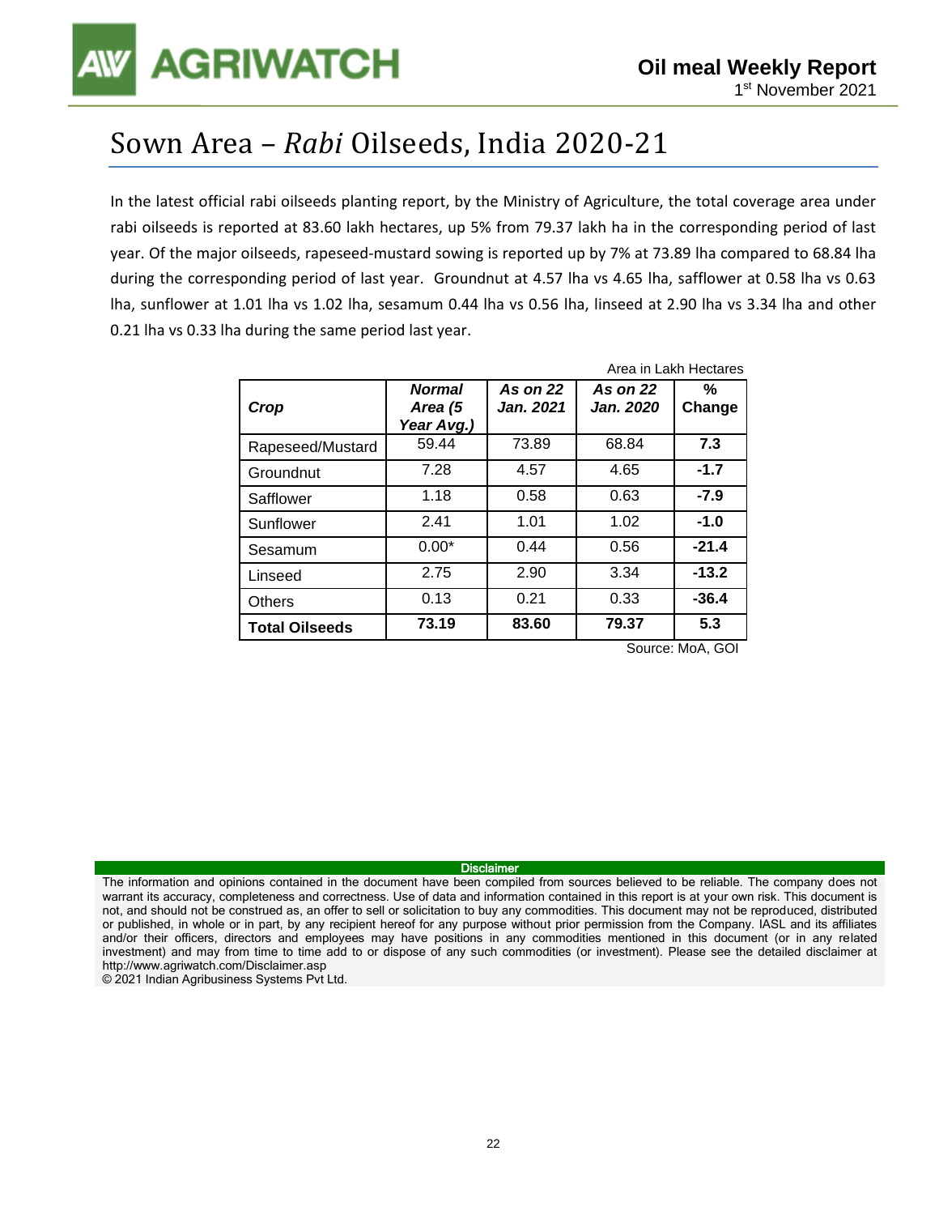# Sown Area – *Rabi* Oilseeds, India 2020-21

In the latest official rabi oilseeds planting report, by the Ministry of Agriculture, the total coverage area under rabi oilseeds is reported at 83.60 lakh hectares, up 5% from 79.37 lakh ha in the corresponding period of last year. Of the major oilseeds, rapeseed-mustard sowing is reported up by 7% at 73.89 lha compared to 68.84 lha during the corresponding period of last year. Groundnut at 4.57 lha vs 4.65 lha, safflower at 0.58 lha vs 0.63 lha, sunflower at 1.01 lha vs 1.02 lha, sesamum 0.44 lha vs 0.56 lha, linseed at 2.90 lha vs 3.34 lha and other 0.21 lha vs 0.33 lha during the same period last year.

Area in Lakh Hectares

| *Crop* | *Normal Area (5 Year Avg.)* | *As on 22 Jan. 2021* | *As on 22 Jan. 2020* | **% Change** |
|---|---|---|---|---|
| Rapeseed/Mustard | 59.44 | 73.89 | 68.84 | **7.3** |
| Groundnut | 7.28 | 4.57 | 4.65 | **-1.7** |
| Safflower | 1.18 | 0.58 | 0.63 | **-7.9** |
| Sunflower | 2.41 | 1.01 | 1.02 | **-1.0** |
| Sesamum | 0.00* | 0.44 | 0.56 | **-21.4** |
| Linseed | 2.75 | 2.90 | 3.34 | **-13.2** |
| Others | 0.13 | 0.21 | 0.33 | **-36.4** |
| **Total Oilseeds** | **73.19** | **83.60** | **79.37** | **5.3** |

Source: MoA, GOI

**Disclaimer**

The information and opinions contained in the document have been compiled from sources believed to be reliable. The company does not warrant its accuracy, completeness and correctness. Use of data and information contained in this report is at your own risk. This document is not, and should not be construed as, an offer to sell or solicitation to buy any commodities. This document may not be reproduced, distributed or published, in whole or in part, by any recipient hereof for any purpose without prior permission from the Company. IASL and its affiliates and/or their officers, directors and employees may have positions in any commodities mentioned in this document (or in any related investment) and may from time to time add to or dispose of any such commodities (or investment). Please see the detailed disclaimer at http://www.agriwatch.com/Disclaimer.asp

© 2021 Indian Agribusiness Systems Pvt Ltd.